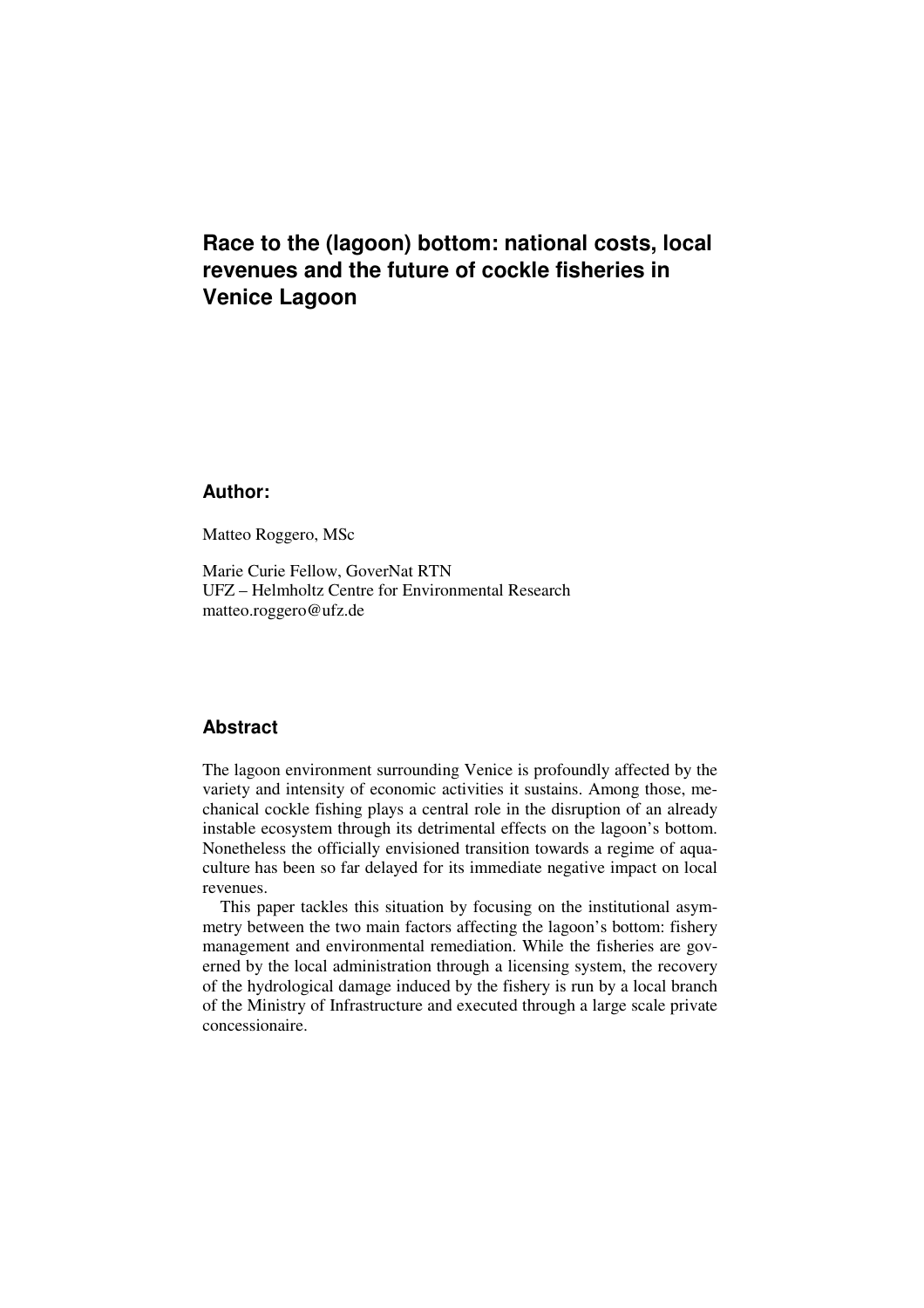# Race to the (lagoon) bottom: national costs, local revenues and the future of cockle fisheries in Venice Lagoon

## Author:

Matteo Roggero, MSc

Marie Curie Fellow, GoverNat RTN
UFZ – Helmholtz Centre for Environmental Research
matteo.roggero@ufz.de

## Abstract

The lagoon environment surrounding Venice is profoundly affected by the variety and intensity of economic activities it sustains. Among those, mechanical cockle fishing plays a central role in the disruption of an already instable ecosystem through its detrimental effects on the lagoon's bottom. Nonetheless the officially envisioned transition towards a regime of aquaculture has been so far delayed for its immediate negative impact on local revenues.

This paper tackles this situation by focusing on the institutional asymmetry between the two main factors affecting the lagoon's bottom: fishery management and environmental remediation. While the fisheries are governed by the local administration through a licensing system, the recovery of the hydrological damage induced by the fishery is run by a local branch of the Ministry of Infrastructure and executed through a large scale private concessionaire.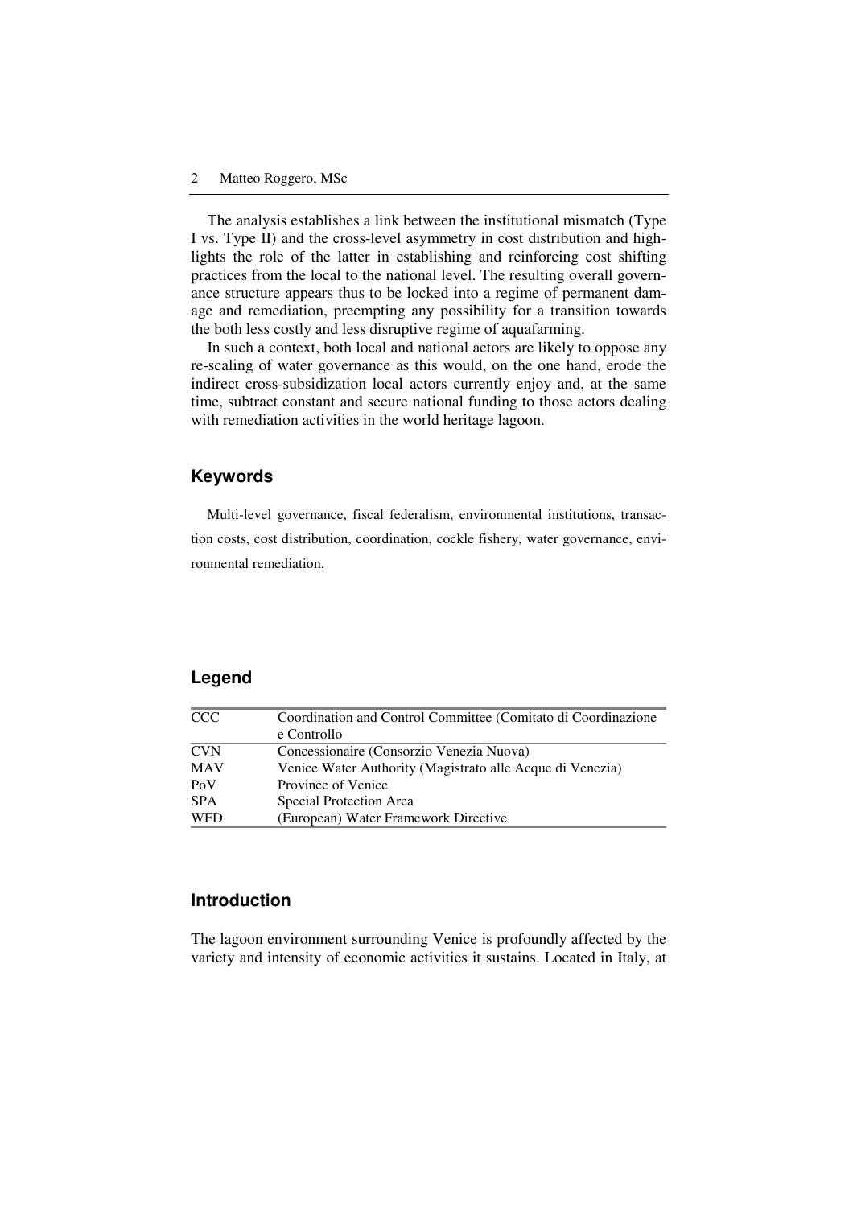The analysis establishes a link between the institutional mismatch (Type I vs. Type II) and the cross-level asymmetry in cost distribution and highlights the role of the latter in establishing and reinforcing cost shifting practices from the local to the national level. The resulting overall governance structure appears thus to be locked into a regime of permanent damage and remediation, preempting any possibility for a transition towards the both less costly and less disruptive regime of aquafarming.

In such a context, both local and national actors are likely to oppose any re-scaling of water governance as this would, on the one hand, erode the indirect cross-subsidization local actors currently enjoy and, at the same time, subtract constant and secure national funding to those actors dealing with remediation activities in the world heritage lagoon.

## Keywords

Multi-level governance, fiscal federalism, environmental institutions, transaction costs, cost distribution, coordination, cockle fishery, water governance, environmental remediation.

## Legend

| | |
|---|---|
| CCC | Coordination and Control Committee (Comitato di Coordinazione e Controllo |
| CVN | Concessionaire (Consorzio Venezia Nuova) |
| MAV | Venice Water Authority (Magistrato alle Acque di Venezia) |
| PoV | Province of Venice |
| SPA | Special Protection Area |
| WFD | (European) Water Framework Directive |

## Introduction

The lagoon environment surrounding Venice is profoundly affected by the variety and intensity of economic activities it sustains. Located in Italy, at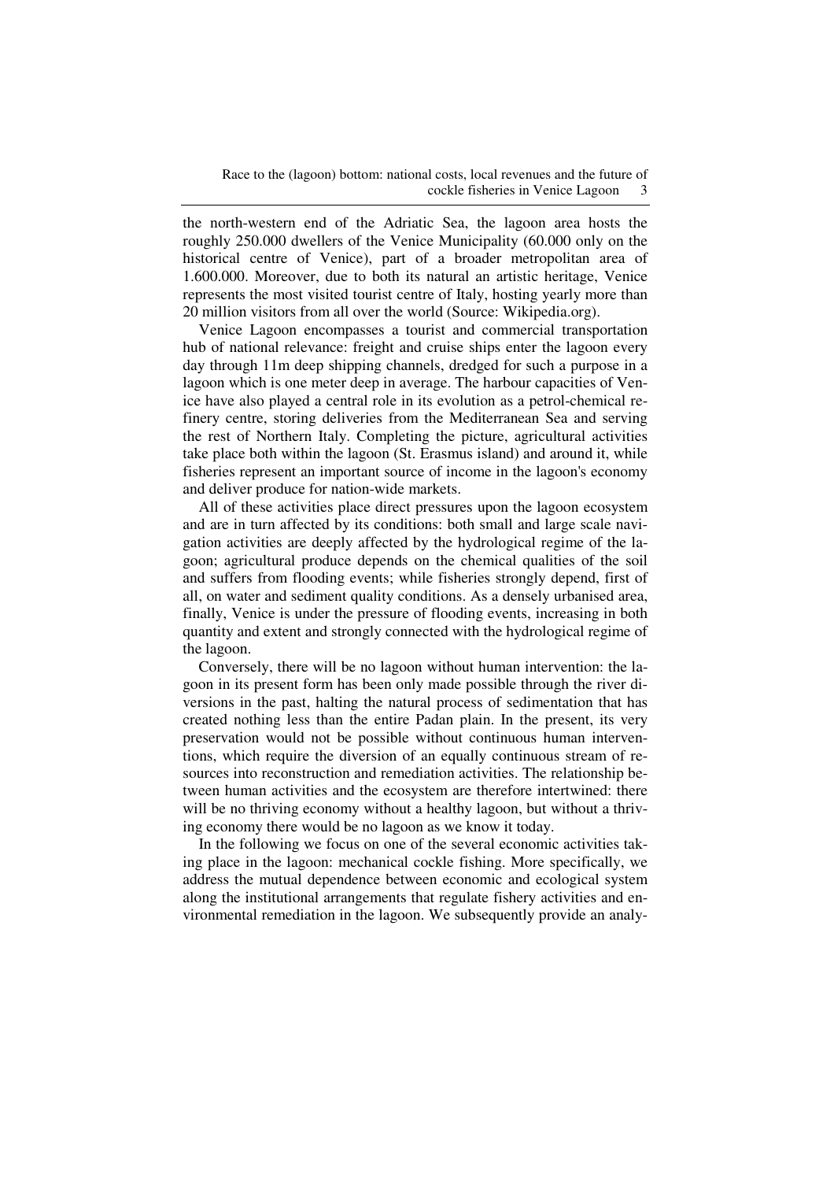the north-western end of the Adriatic Sea, the lagoon area hosts the roughly 250.000 dwellers of the Venice Municipality (60.000 only on the historical centre of Venice), part of a broader metropolitan area of 1.600.000. Moreover, due to both its natural an artistic heritage, Venice represents the most visited tourist centre of Italy, hosting yearly more than 20 million visitors from all over the world (Source: Wikipedia.org).

Venice Lagoon encompasses a tourist and commercial transportation hub of national relevance: freight and cruise ships enter the lagoon every day through 11m deep shipping channels, dredged for such a purpose in a lagoon which is one meter deep in average. The harbour capacities of Venice have also played a central role in its evolution as a petrol-chemical refinery centre, storing deliveries from the Mediterranean Sea and serving the rest of Northern Italy. Completing the picture, agricultural activities take place both within the lagoon (St. Erasmus island) and around it, while fisheries represent an important source of income in the lagoon's economy and deliver produce for nation-wide markets.

All of these activities place direct pressures upon the lagoon ecosystem and are in turn affected by its conditions: both small and large scale navigation activities are deeply affected by the hydrological regime of the lagoon; agricultural produce depends on the chemical qualities of the soil and suffers from flooding events; while fisheries strongly depend, first of all, on water and sediment quality conditions. As a densely urbanised area, finally, Venice is under the pressure of flooding events, increasing in both quantity and extent and strongly connected with the hydrological regime of the lagoon.

Conversely, there will be no lagoon without human intervention: the lagoon in its present form has been only made possible through the river diversions in the past, halting the natural process of sedimentation that has created nothing less than the entire Padan plain. In the present, its very preservation would not be possible without continuous human interventions, which require the diversion of an equally continuous stream of resources into reconstruction and remediation activities. The relationship between human activities and the ecosystem are therefore intertwined: there will be no thriving economy without a healthy lagoon, but without a thriving economy there would be no lagoon as we know it today.

In the following we focus on one of the several economic activities taking place in the lagoon: mechanical cockle fishing. More specifically, we address the mutual dependence between economic and ecological system along the institutional arrangements that regulate fishery activities and environmental remediation in the lagoon. We subsequently provide an analy-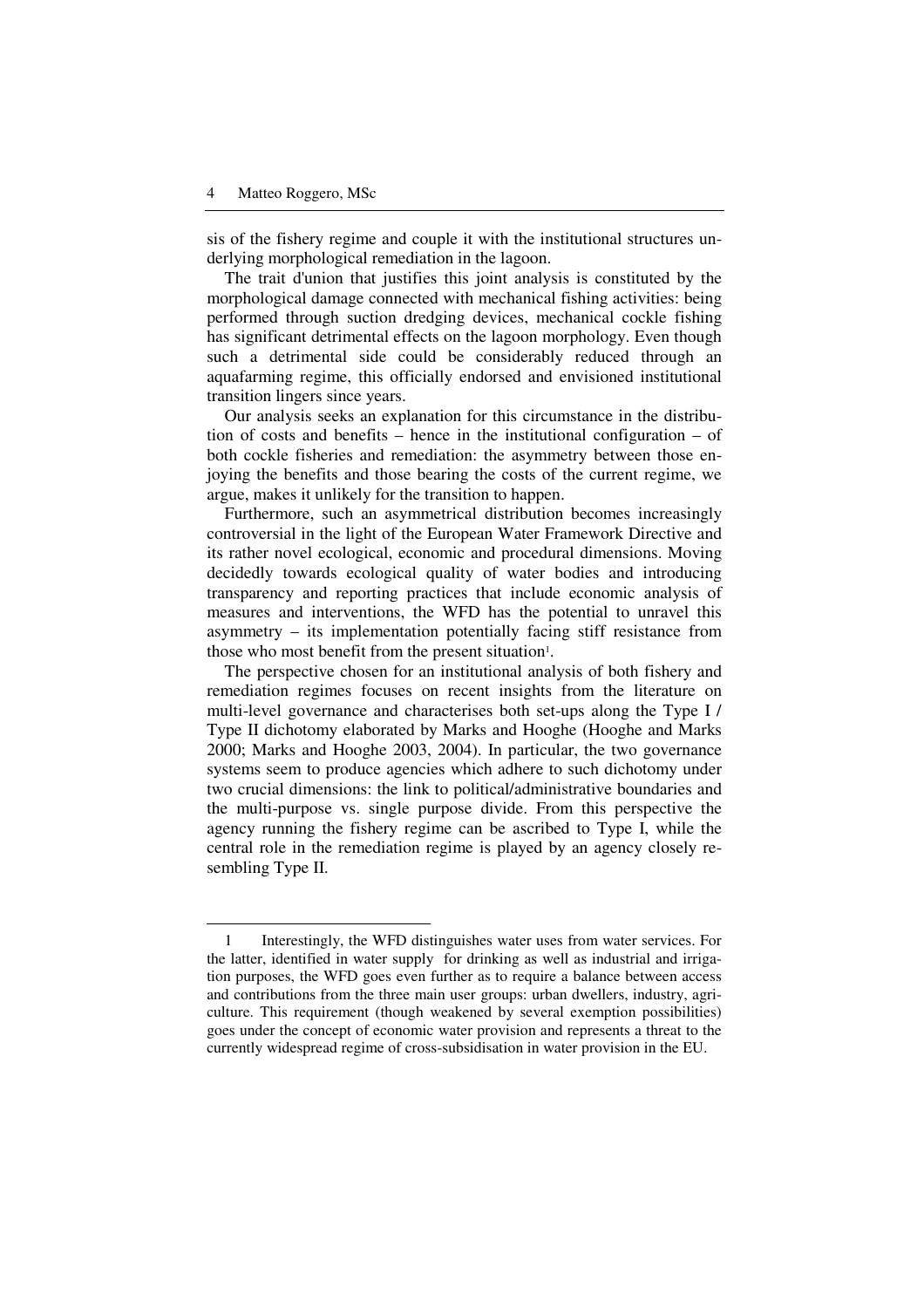sis of the fishery regime and couple it with the institutional structures underlying morphological remediation in the lagoon.

The trait d'union that justifies this joint analysis is constituted by the morphological damage connected with mechanical fishing activities: being performed through suction dredging devices, mechanical cockle fishing has significant detrimental effects on the lagoon morphology. Even though such a detrimental side could be considerably reduced through an aquafarming regime, this officially endorsed and envisioned institutional transition lingers since years.

Our analysis seeks an explanation for this circumstance in the distribution of costs and benefits – hence in the institutional configuration – of both cockle fisheries and remediation: the asymmetry between those enjoying the benefits and those bearing the costs of the current regime, we argue, makes it unlikely for the transition to happen.

Furthermore, such an asymmetrical distribution becomes increasingly controversial in the light of the European Water Framework Directive and its rather novel ecological, economic and procedural dimensions. Moving decidedly towards ecological quality of water bodies and introducing transparency and reporting practices that include economic analysis of measures and interventions, the WFD has the potential to unravel this asymmetry – its implementation potentially facing stiff resistance from those who most benefit from the present situation[1].

The perspective chosen for an institutional analysis of both fishery and remediation regimes focuses on recent insights from the literature on multi-level governance and characterises both set-ups along the Type I / Type II dichotomy elaborated by Marks and Hooghe (Hooghe and Marks 2000; Marks and Hooghe 2003, 2004). In particular, the two governance systems seem to produce agencies which adhere to such dichotomy under two crucial dimensions: the link to political/administrative boundaries and the multi-purpose vs. single purpose divide. From this perspective the agency running the fishery regime can be ascribed to Type I, while the central role in the remediation regime is played by an agency closely resembling Type II.

---

1 Interestingly, the WFD distinguishes water uses from water services. For the latter, identified in water supply for drinking as well as industrial and irrigation purposes, the WFD goes even further as to require a balance between access and contributions from the three main user groups: urban dwellers, industry, agriculture. This requirement (though weakened by several exemption possibilities) goes under the concept of economic water provision and represents a threat to the currently widespread regime of cross-subsidisation in water provision in the EU.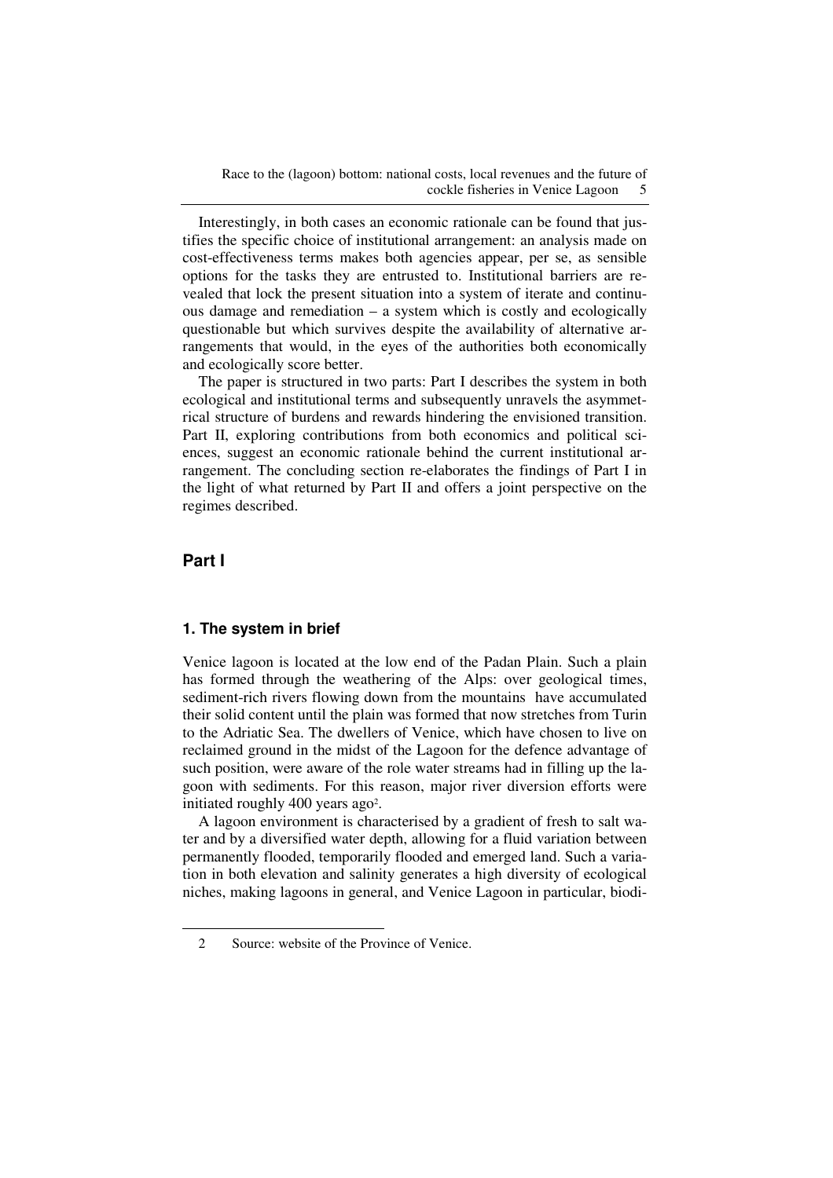Interestingly, in both cases an economic rationale can be found that justifies the specific choice of institutional arrangement: an analysis made on cost-effectiveness terms makes both agencies appear, per se, as sensible options for the tasks they are entrusted to. Institutional barriers are revealed that lock the present situation into a system of iterate and continuous damage and remediation – a system which is costly and ecologically questionable but which survives despite the availability of alternative arrangements that would, in the eyes of the authorities both economically and ecologically score better.

The paper is structured in two parts: Part I describes the system in both ecological and institutional terms and subsequently unravels the asymmetrical structure of burdens and rewards hindering the envisioned transition. Part II, exploring contributions from both economics and political sciences, suggest an economic rationale behind the current institutional arrangement. The concluding section re-elaborates the findings of Part I in the light of what returned by Part II and offers a joint perspective on the regimes described.

## Part I

### 1. The system in brief

Venice lagoon is located at the low end of the Padan Plain. Such a plain has formed through the weathering of the Alps: over geological times, sediment-rich rivers flowing down from the mountains have accumulated their solid content until the plain was formed that now stretches from Turin to the Adriatic Sea. The dwellers of Venice, which have chosen to live on reclaimed ground in the midst of the Lagoon for the defence advantage of such position, were aware of the role water streams had in filling up the lagoon with sediments. For this reason, major river diversion efforts were initiated roughly 400 years ago[2].

A lagoon environment is characterised by a gradient of fresh to salt water and by a diversified water depth, allowing for a fluid variation between permanently flooded, temporarily flooded and emerged land. Such a variation in both elevation and salinity generates a high diversity of ecological niches, making lagoons in general, and Venice Lagoon in particular, biodi-

[2] Source: website of the Province of Venice.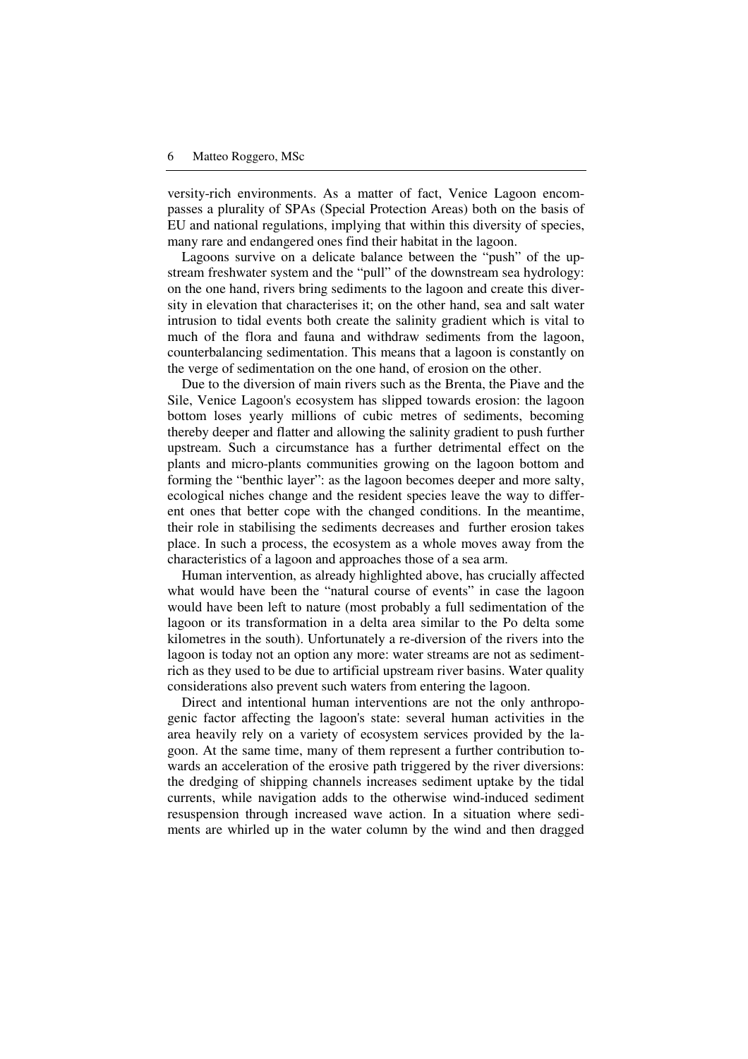versity-rich environments. As a matter of fact, Venice Lagoon encompasses a plurality of SPAs (Special Protection Areas) both on the basis of EU and national regulations, implying that within this diversity of species, many rare and endangered ones find their habitat in the lagoon.

Lagoons survive on a delicate balance between the "push" of the upstream freshwater system and the "pull" of the downstream sea hydrology: on the one hand, rivers bring sediments to the lagoon and create this diversity in elevation that characterises it; on the other hand, sea and salt water intrusion to tidal events both create the salinity gradient which is vital to much of the flora and fauna and withdraw sediments from the lagoon, counterbalancing sedimentation. This means that a lagoon is constantly on the verge of sedimentation on the one hand, of erosion on the other.

Due to the diversion of main rivers such as the Brenta, the Piave and the Sile, Venice Lagoon's ecosystem has slipped towards erosion: the lagoon bottom loses yearly millions of cubic metres of sediments, becoming thereby deeper and flatter and allowing the salinity gradient to push further upstream. Such a circumstance has a further detrimental effect on the plants and micro-plants communities growing on the lagoon bottom and forming the "benthic layer": as the lagoon becomes deeper and more salty, ecological niches change and the resident species leave the way to different ones that better cope with the changed conditions. In the meantime, their role in stabilising the sediments decreases and further erosion takes place. In such a process, the ecosystem as a whole moves away from the characteristics of a lagoon and approaches those of a sea arm.

Human intervention, as already highlighted above, has crucially affected what would have been the "natural course of events" in case the lagoon would have been left to nature (most probably a full sedimentation of the lagoon or its transformation in a delta area similar to the Po delta some kilometres in the south). Unfortunately a re-diversion of the rivers into the lagoon is today not an option any more: water streams are not as sediment-rich as they used to be due to artificial upstream river basins. Water quality considerations also prevent such waters from entering the lagoon.

Direct and intentional human interventions are not the only anthropogenic factor affecting the lagoon's state: several human activities in the area heavily rely on a variety of ecosystem services provided by the lagoon. At the same time, many of them represent a further contribution towards an acceleration of the erosive path triggered by the river diversions: the dredging of shipping channels increases sediment uptake by the tidal currents, while navigation adds to the otherwise wind-induced sediment resuspension through increased wave action. In a situation where sediments are whirled up in the water column by the wind and then dragged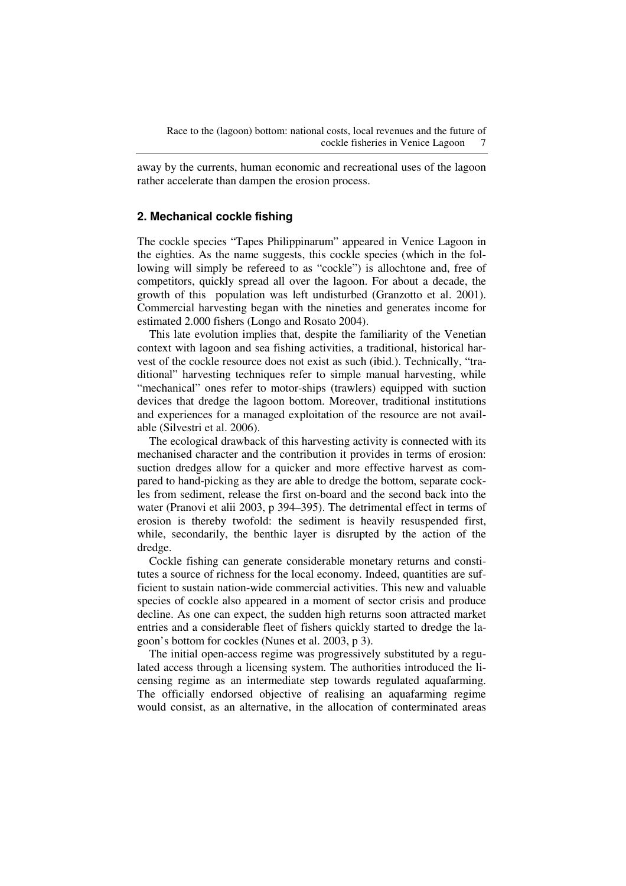away by the currents, human economic and recreational uses of the lagoon rather accelerate than dampen the erosion process.

## 2. Mechanical cockle fishing

The cockle species "Tapes Philippinarum" appeared in Venice Lagoon in the eighties. As the name suggests, this cockle species (which in the following will simply be refereed to as "cockle") is allochtone and, free of competitors, quickly spread all over the lagoon. For about a decade, the growth of this population was left undisturbed (Granzotto et al. 2001). Commercial harvesting began with the nineties and generates income for estimated 2.000 fishers (Longo and Rosato 2004).

This late evolution implies that, despite the familiarity of the Venetian context with lagoon and sea fishing activities, a traditional, historical harvest of the cockle resource does not exist as such (ibid.). Technically, "traditional" harvesting techniques refer to simple manual harvesting, while "mechanical" ones refer to motor-ships (trawlers) equipped with suction devices that dredge the lagoon bottom. Moreover, traditional institutions and experiences for a managed exploitation of the resource are not available (Silvestri et al. 2006).

The ecological drawback of this harvesting activity is connected with its mechanised character and the contribution it provides in terms of erosion: suction dredges allow for a quicker and more effective harvest as compared to hand-picking as they are able to dredge the bottom, separate cockles from sediment, release the first on-board and the second back into the water (Pranovi et alii 2003, p 394–395). The detrimental effect in terms of erosion is thereby twofold: the sediment is heavily resuspended first, while, secondarily, the benthic layer is disrupted by the action of the dredge.

Cockle fishing can generate considerable monetary returns and constitutes a source of richness for the local economy. Indeed, quantities are sufficient to sustain nation-wide commercial activities. This new and valuable species of cockle also appeared in a moment of sector crisis and produce decline. As one can expect, the sudden high returns soon attracted market entries and a considerable fleet of fishers quickly started to dredge the lagoon's bottom for cockles (Nunes et al. 2003, p 3).

The initial open-access regime was progressively substituted by a regulated access through a licensing system. The authorities introduced the licensing regime as an intermediate step towards regulated aquafarming. The officially endorsed objective of realising an aquafarming regime would consist, as an alternative, in the allocation of conterminated areas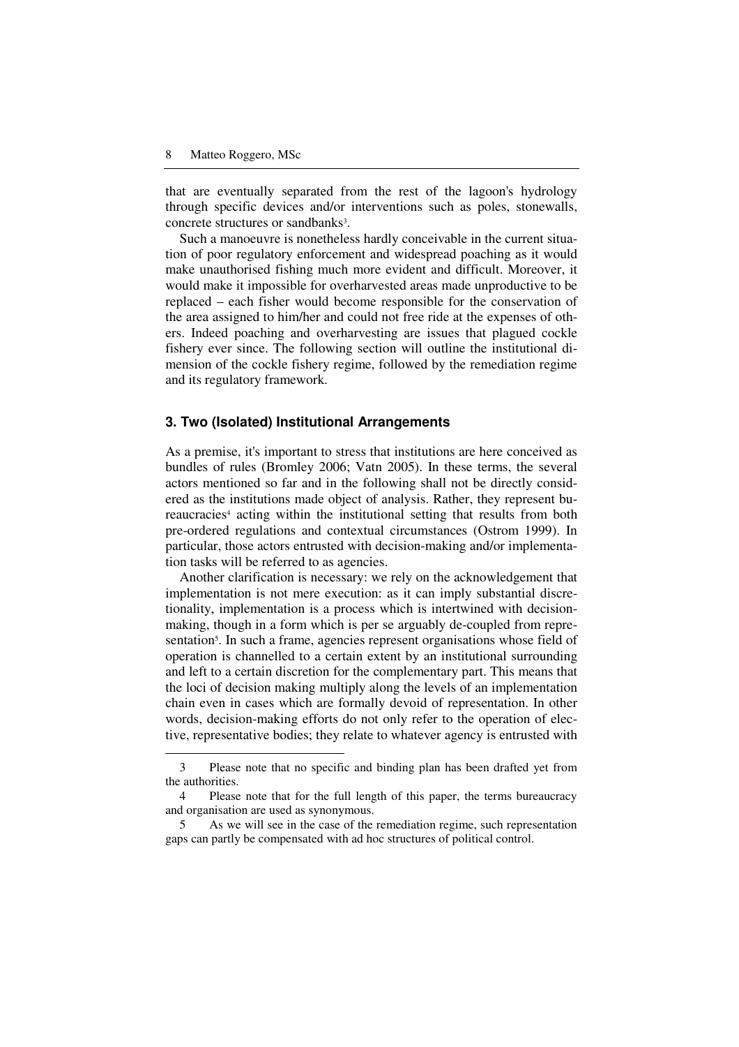that are eventually separated from the rest of the lagoon's hydrology through specific devices and/or interventions such as poles, stonewalls, concrete structures or sandbanks[3].

Such a manoeuvre is nonetheless hardly conceivable in the current situation of poor regulatory enforcement and widespread poaching as it would make unauthorised fishing much more evident and difficult. Moreover, it would make it impossible for overharvested areas made unproductive to be replaced – each fisher would become responsible for the conservation of the area assigned to him/her and could not free ride at the expenses of others. Indeed poaching and overharvesting are issues that plagued cockle fishery ever since. The following section will outline the institutional dimension of the cockle fishery regime, followed by the remediation regime and its regulatory framework.

## 3. Two (Isolated) Institutional Arrangements

As a premise, it's important to stress that institutions are here conceived as bundles of rules (Bromley 2006; Vatn 2005). In these terms, the several actors mentioned so far and in the following shall not be directly considered as the institutions made object of analysis. Rather, they represent bureaucracies[4] acting within the institutional setting that results from both pre-ordered regulations and contextual circumstances (Ostrom 1999). In particular, those actors entrusted with decision-making and/or implementation tasks will be referred to as agencies.

Another clarification is necessary: we rely on the acknowledgement that implementation is not mere execution: as it can imply substantial discretionality, implementation is a process which is intertwined with decision-making, though in a form which is per se arguably de-coupled from representation[5]. In such a frame, agencies represent organisations whose field of operation is channelled to a certain extent by an institutional surrounding and left to a certain discretion for the complementary part. This means that the loci of decision making multiply along the levels of an implementation chain even in cases which are formally devoid of representation. In other words, decision-making efforts do not only refer to the operation of elective, representative bodies; they relate to whatever agency is entrusted with

---

3 Please note that no specific and binding plan has been drafted yet from the authorities.

4 Please note that for the full length of this paper, the terms bureaucracy and organisation are used as synonymous.

5 As we will see in the case of the remediation regime, such representation gaps can partly be compensated with ad hoc structures of political control.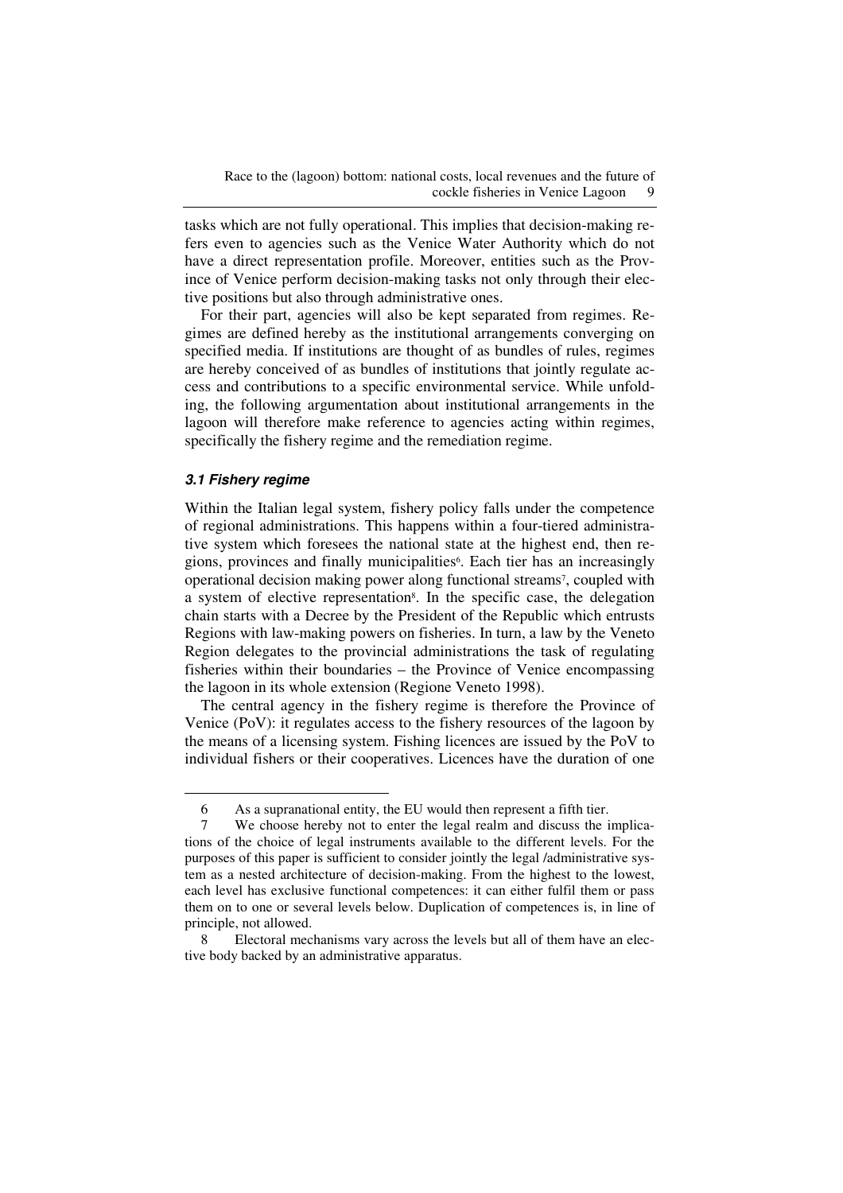tasks which are not fully operational. This implies that decision-making refers even to agencies such as the Venice Water Authority which do not have a direct representation profile. Moreover, entities such as the Province of Venice perform decision-making tasks not only through their elective positions but also through administrative ones.

For their part, agencies will also be kept separated from regimes. Regimes are defined hereby as the institutional arrangements converging on specified media. If institutions are thought of as bundles of rules, regimes are hereby conceived of as bundles of institutions that jointly regulate access and contributions to a specific environmental service. While unfolding, the following argumentation about institutional arrangements in the lagoon will therefore make reference to agencies acting within regimes, specifically the fishery regime and the remediation regime.

### *3.1 Fishery regime*

Within the Italian legal system, fishery policy falls under the competence of regional administrations. This happens within a four-tiered administrative system which foresees the national state at the highest end, then regions, provinces and finally municipalities[6]. Each tier has an increasingly operational decision making power along functional streams[7], coupled with a system of elective representation[8]. In the specific case, the delegation chain starts with a Decree by the President of the Republic which entrusts Regions with law-making powers on fisheries. In turn, a law by the Veneto Region delegates to the provincial administrations the task of regulating fisheries within their boundaries – the Province of Venice encompassing the lagoon in its whole extension (Regione Veneto 1998).

The central agency in the fishery regime is therefore the Province of Venice (PoV): it regulates access to the fishery resources of the lagoon by the means of a licensing system. Fishing licences are issued by the PoV to individual fishers or their cooperatives. Licences have the duration of one

---

6 As a supranational entity, the EU would then represent a fifth tier.

7 We choose hereby not to enter the legal realm and discuss the implications of the choice of legal instruments available to the different levels. For the purposes of this paper is sufficient to consider jointly the legal /administrative system as a nested architecture of decision-making. From the highest to the lowest, each level has exclusive functional competences: it can either fulfil them or pass them on to one or several levels below. Duplication of competences is, in line of principle, not allowed.

8 Electoral mechanisms vary across the levels but all of them have an elective body backed by an administrative apparatus.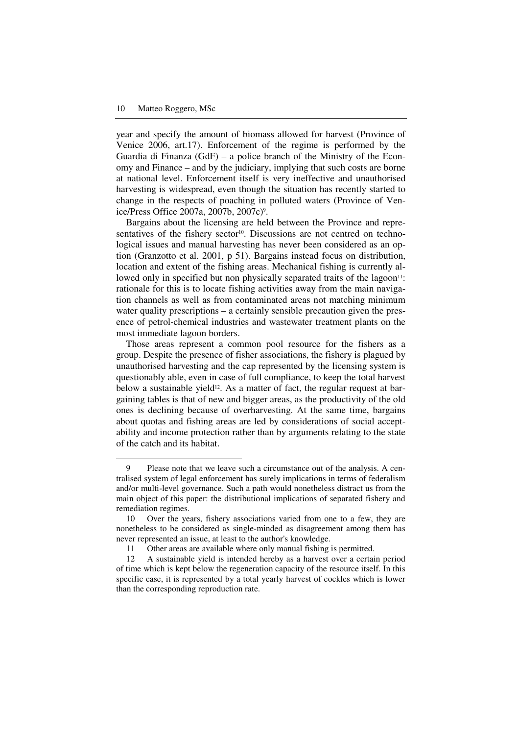year and specify the amount of biomass allowed for harvest (Province of Venice 2006, art.17). Enforcement of the regime is performed by the Guardia di Finanza (GdF) – a police branch of the Ministry of the Economy and Finance – and by the judiciary, implying that such costs are borne at national level. Enforcement itself is very ineffective and unauthorised harvesting is widespread, even though the situation has recently started to change in the respects of poaching in polluted waters (Province of Venice/Press Office 2007a, 2007b, 2007c)[9].

Bargains about the licensing are held between the Province and representatives of the fishery sector[10]. Discussions are not centred on technological issues and manual harvesting has never been considered as an option (Granzotto et al. 2001, p 51). Bargains instead focus on distribution, location and extent of the fishing areas. Mechanical fishing is currently allowed only in specified but non physically separated traits of the lagoon[11]: rationale for this is to locate fishing activities away from the main navigation channels as well as from contaminated areas not matching minimum water quality prescriptions – a certainly sensible precaution given the presence of petrol-chemical industries and wastewater treatment plants on the most immediate lagoon borders.

Those areas represent a common pool resource for the fishers as a group. Despite the presence of fisher associations, the fishery is plagued by unauthorised harvesting and the cap represented by the licensing system is questionably able, even in case of full compliance, to keep the total harvest below a sustainable yield[12]. As a matter of fact, the regular request at bargaining tables is that of new and bigger areas, as the productivity of the old ones is declining because of overharvesting. At the same time, bargains about quotas and fishing areas are led by considerations of social acceptability and income protection rather than by arguments relating to the state of the catch and its habitat.

---

9 Please note that we leave such a circumstance out of the analysis. A centralised system of legal enforcement has surely implications in terms of federalism and/or multi-level governance. Such a path would nonetheless distract us from the main object of this paper: the distributional implications of separated fishery and remediation regimes.

10 Over the years, fishery associations varied from one to a few, they are nonetheless to be considered as single-minded as disagreement among them has never represented an issue, at least to the author's knowledge.

11 Other areas are available where only manual fishing is permitted.

12 A sustainable yield is intended hereby as a harvest over a certain period of time which is kept below the regeneration capacity of the resource itself. In this specific case, it is represented by a total yearly harvest of cockles which is lower than the corresponding reproduction rate.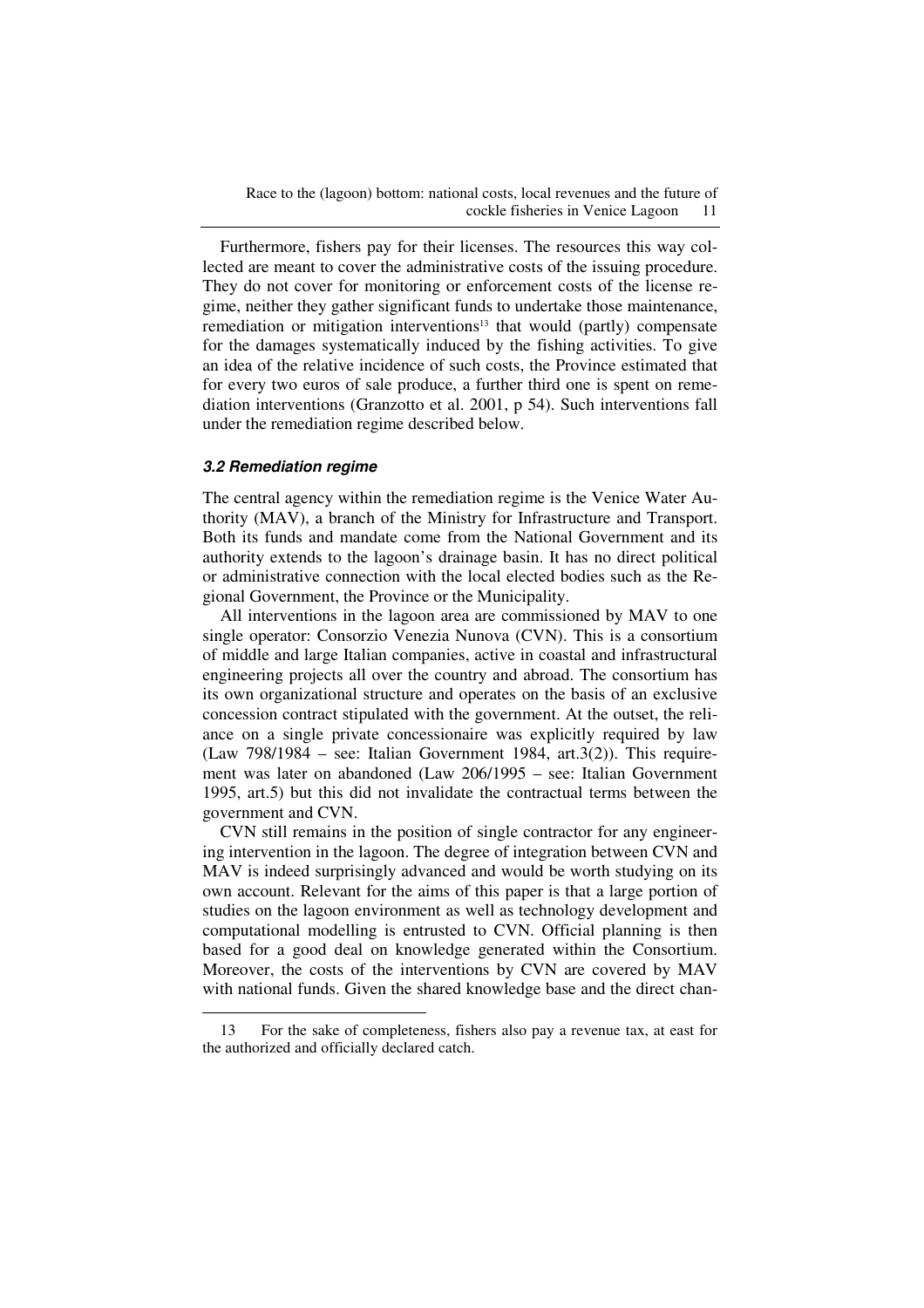Furthermore, fishers pay for their licenses. The resources this way collected are meant to cover the administrative costs of the issuing procedure. They do not cover for monitoring or enforcement costs of the license regime, neither they gather significant funds to undertake those maintenance, remediation or mitigation interventions[13] that would (partly) compensate for the damages systematically induced by the fishing activities. To give an idea of the relative incidence of such costs, the Province estimated that for every two euros of sale produce, a further third one is spent on remediation interventions (Granzotto et al. 2001, p 54). Such interventions fall under the remediation regime described below.

### *3.2 Remediation regime*

The central agency within the remediation regime is the Venice Water Authority (MAV), a branch of the Ministry for Infrastructure and Transport. Both its funds and mandate come from the National Government and its authority extends to the lagoon's drainage basin. It has no direct political or administrative connection with the local elected bodies such as the Regional Government, the Province or the Municipality.

All interventions in the lagoon area are commissioned by MAV to one single operator: Consorzio Venezia Nunova (CVN). This is a consortium of middle and large Italian companies, active in coastal and infrastructural engineering projects all over the country and abroad. The consortium has its own organizational structure and operates on the basis of an exclusive concession contract stipulated with the government. At the outset, the reliance on a single private concessionaire was explicitly required by law (Law 798/1984 – see: Italian Government 1984, art.3(2)). This requirement was later on abandoned (Law 206/1995 – see: Italian Government 1995, art.5) but this did not invalidate the contractual terms between the government and CVN.

CVN still remains in the position of single contractor for any engineering intervention in the lagoon. The degree of integration between CVN and MAV is indeed surprisingly advanced and would be worth studying on its own account. Relevant for the aims of this paper is that a large portion of studies on the lagoon environment as well as technology development and computational modelling is entrusted to CVN. Official planning is then based for a good deal on knowledge generated within the Consortium. Moreover, the costs of the interventions by CVN are covered by MAV with national funds. Given the shared knowledge base and the direct chan-

---

13 For the sake of completeness, fishers also pay a revenue tax, at east for the authorized and officially declared catch.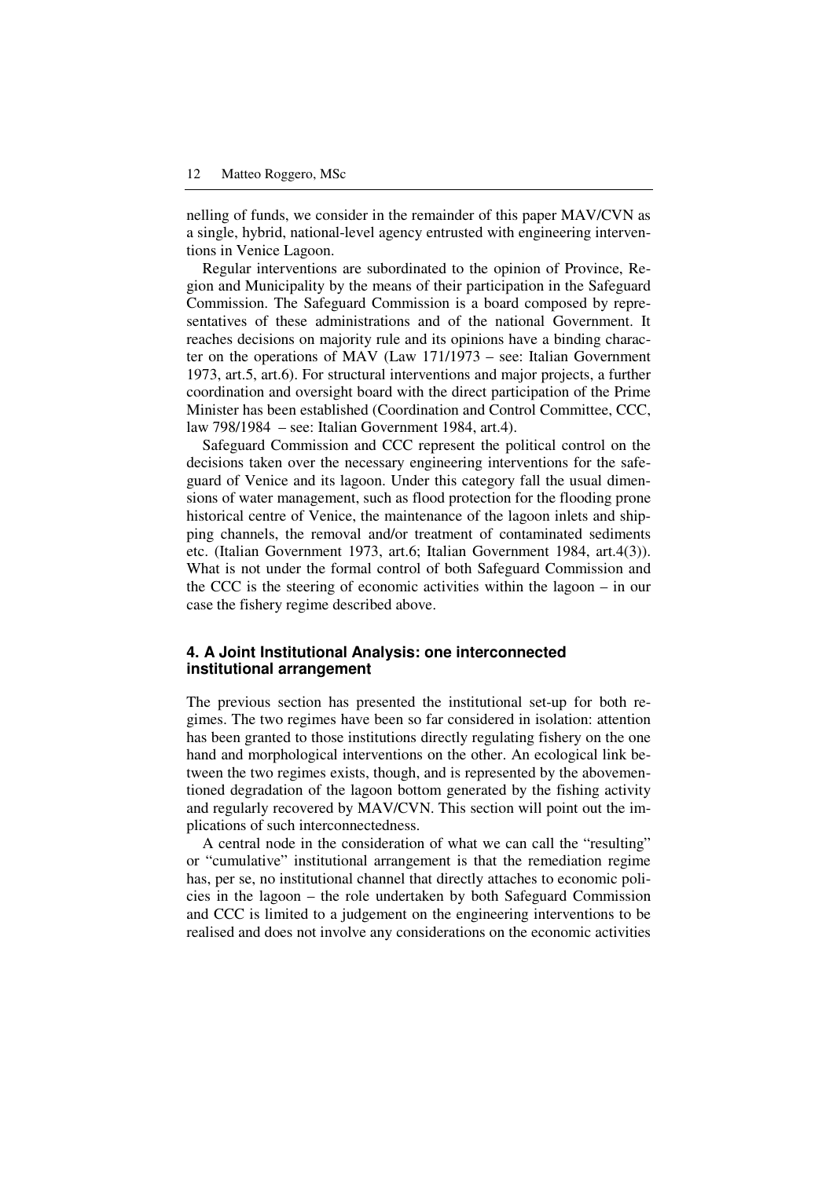nelling of funds, we consider in the remainder of this paper MAV/CVN as a single, hybrid, national-level agency entrusted with engineering interventions in Venice Lagoon.

Regular interventions are subordinated to the opinion of Province, Region and Municipality by the means of their participation in the Safeguard Commission. The Safeguard Commission is a board composed by representatives of these administrations and of the national Government. It reaches decisions on majority rule and its opinions have a binding character on the operations of MAV (Law 171/1973 – see: Italian Government 1973, art.5, art.6). For structural interventions and major projects, a further coordination and oversight board with the direct participation of the Prime Minister has been established (Coordination and Control Committee, CCC, law 798/1984 – see: Italian Government 1984, art.4).

Safeguard Commission and CCC represent the political control on the decisions taken over the necessary engineering interventions for the safeguard of Venice and its lagoon. Under this category fall the usual dimensions of water management, such as flood protection for the flooding prone historical centre of Venice, the maintenance of the lagoon inlets and shipping channels, the removal and/or treatment of contaminated sediments etc. (Italian Government 1973, art.6; Italian Government 1984, art.4(3)). What is not under the formal control of both Safeguard Commission and the CCC is the steering of economic activities within the lagoon – in our case the fishery regime described above.

## 4. A Joint Institutional Analysis: one interconnected institutional arrangement

The previous section has presented the institutional set-up for both regimes. The two regimes have been so far considered in isolation: attention has been granted to those institutions directly regulating fishery on the one hand and morphological interventions on the other. An ecological link between the two regimes exists, though, and is represented by the abovementioned degradation of the lagoon bottom generated by the fishing activity and regularly recovered by MAV/CVN. This section will point out the implications of such interconnectedness.

A central node in the consideration of what we can call the "resulting" or "cumulative" institutional arrangement is that the remediation regime has, per se, no institutional channel that directly attaches to economic policies in the lagoon – the role undertaken by both Safeguard Commission and CCC is limited to a judgement on the engineering interventions to be realised and does not involve any considerations on the economic activities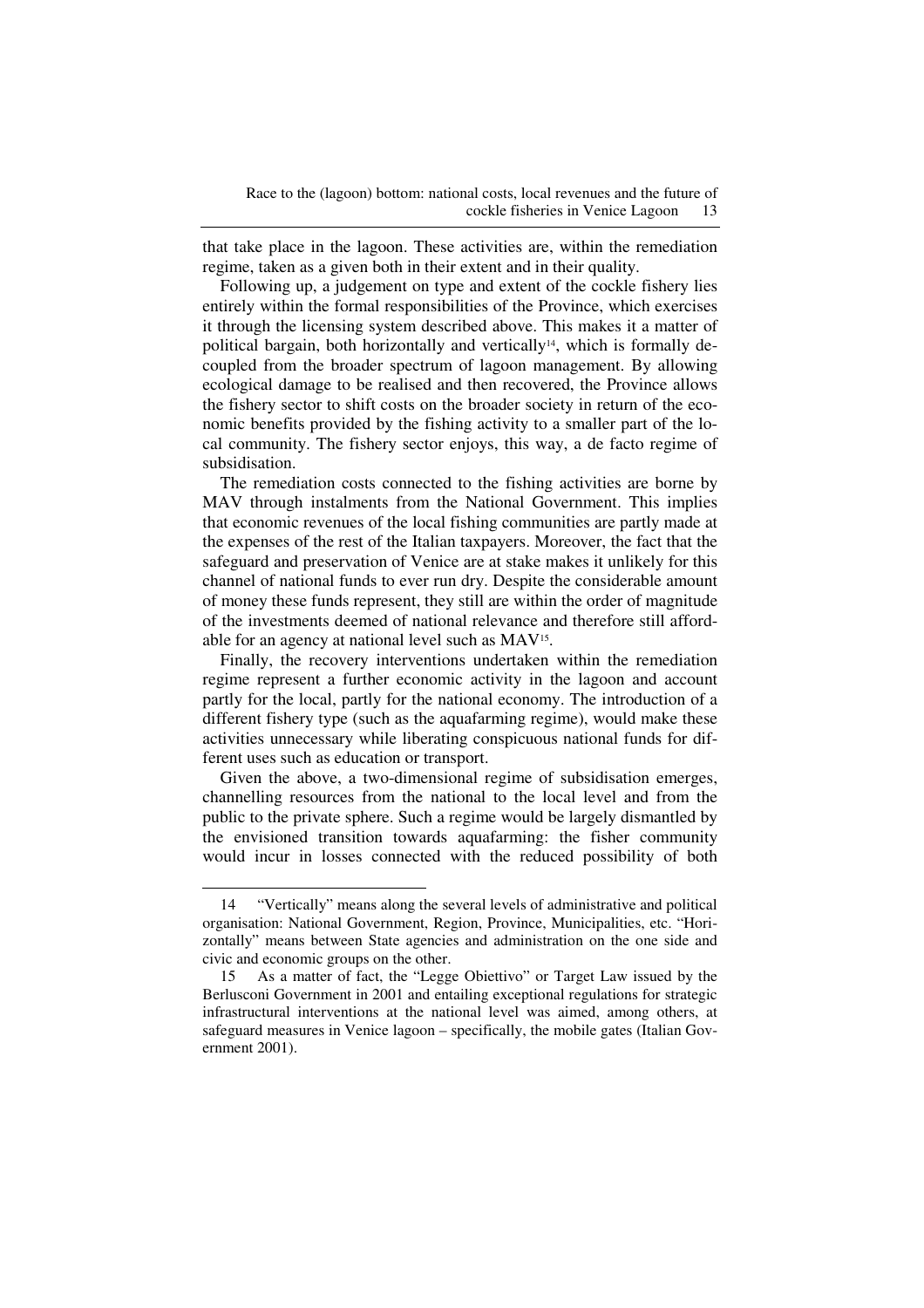that take place in the lagoon. These activities are, within the remediation regime, taken as a given both in their extent and in their quality.

Following up, a judgement on type and extent of the cockle fishery lies entirely within the formal responsibilities of the Province, which exercises it through the licensing system described above. This makes it a matter of political bargain, both horizontally and vertically[14], which is formally decoupled from the broader spectrum of lagoon management. By allowing ecological damage to be realised and then recovered, the Province allows the fishery sector to shift costs on the broader society in return of the economic benefits provided by the fishing activity to a smaller part of the local community. The fishery sector enjoys, this way, a de facto regime of subsidisation.

The remediation costs connected to the fishing activities are borne by MAV through instalments from the National Government. This implies that economic revenues of the local fishing communities are partly made at the expenses of the rest of the Italian taxpayers. Moreover, the fact that the safeguard and preservation of Venice are at stake makes it unlikely for this channel of national funds to ever run dry. Despite the considerable amount of money these funds represent, they still are within the order of magnitude of the investments deemed of national relevance and therefore still affordable for an agency at national level such as MAV[15].

Finally, the recovery interventions undertaken within the remediation regime represent a further economic activity in the lagoon and account partly for the local, partly for the national economy. The introduction of a different fishery type (such as the aquafarming regime), would make these activities unnecessary while liberating conspicuous national funds for different uses such as education or transport.

Given the above, a two-dimensional regime of subsidisation emerges, channelling resources from the national to the local level and from the public to the private sphere. Such a regime would be largely dismantled by the envisioned transition towards aquafarming: the fisher community would incur in losses connected with the reduced possibility of both

---

14 "Vertically" means along the several levels of administrative and political organisation: National Government, Region, Province, Municipalities, etc. "Horizontally" means between State agencies and administration on the one side and civic and economic groups on the other.

15 As a matter of fact, the "Legge Obiettivo" or Target Law issued by the Berlusconi Government in 2001 and entailing exceptional regulations for strategic infrastructural interventions at the national level was aimed, among others, at safeguard measures in Venice lagoon – specifically, the mobile gates (Italian Government 2001).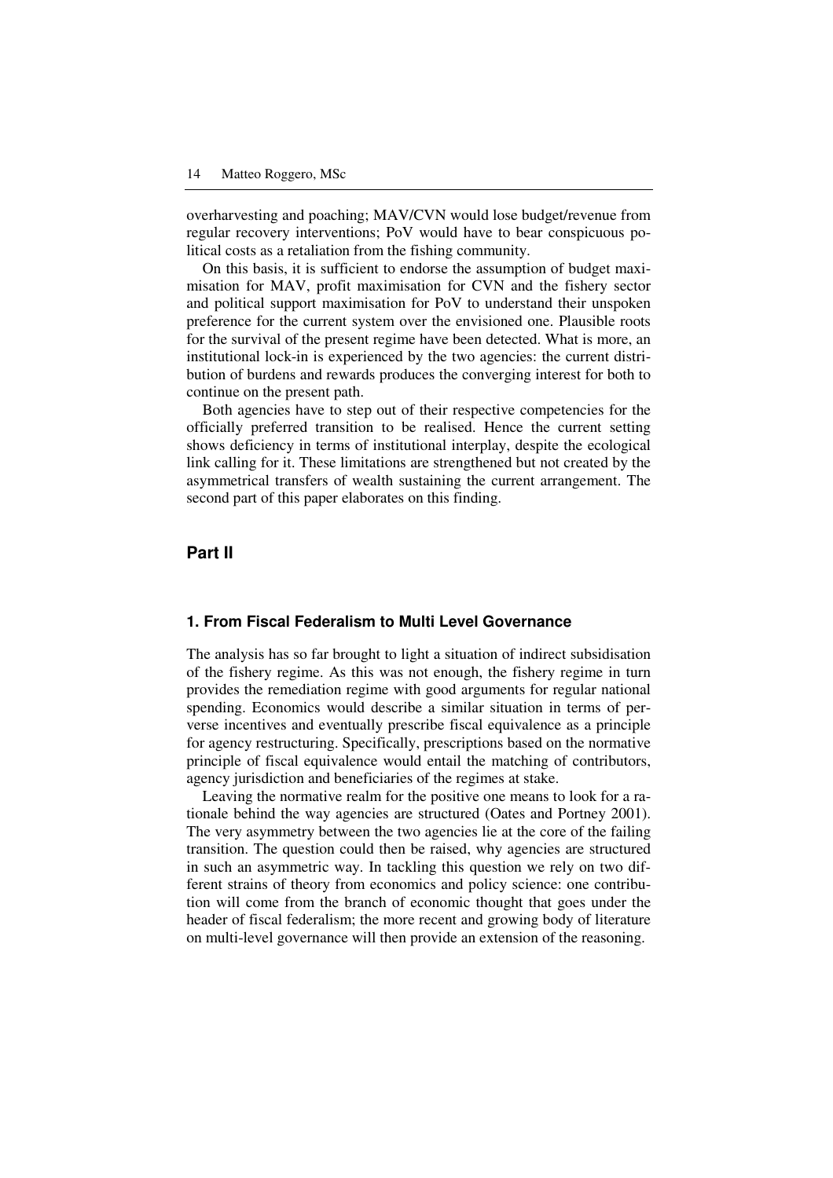overharvesting and poaching; MAV/CVN would lose budget/revenue from regular recovery interventions; PoV would have to bear conspicuous political costs as a retaliation from the fishing community.

On this basis, it is sufficient to endorse the assumption of budget maximisation for MAV, profit maximisation for CVN and the fishery sector and political support maximisation for PoV to understand their unspoken preference for the current system over the envisioned one. Plausible roots for the survival of the present regime have been detected. What is more, an institutional lock-in is experienced by the two agencies: the current distribution of burdens and rewards produces the converging interest for both to continue on the present path.

Both agencies have to step out of their respective competencies for the officially preferred transition to be realised. Hence the current setting shows deficiency in terms of institutional interplay, despite the ecological link calling for it. These limitations are strengthened but not created by the asymmetrical transfers of wealth sustaining the current arrangement. The second part of this paper elaborates on this finding.

## Part II

### 1. From Fiscal Federalism to Multi Level Governance

The analysis has so far brought to light a situation of indirect subsidisation of the fishery regime. As this was not enough, the fishery regime in turn provides the remediation regime with good arguments for regular national spending. Economics would describe a similar situation in terms of perverse incentives and eventually prescribe fiscal equivalence as a principle for agency restructuring. Specifically, prescriptions based on the normative principle of fiscal equivalence would entail the matching of contributors, agency jurisdiction and beneficiaries of the regimes at stake.

Leaving the normative realm for the positive one means to look for a rationale behind the way agencies are structured (Oates and Portney 2001). The very asymmetry between the two agencies lie at the core of the failing transition. The question could then be raised, why agencies are structured in such an asymmetric way. In tackling this question we rely on two different strains of theory from economics and policy science: one contribution will come from the branch of economic thought that goes under the header of fiscal federalism; the more recent and growing body of literature on multi-level governance will then provide an extension of the reasoning.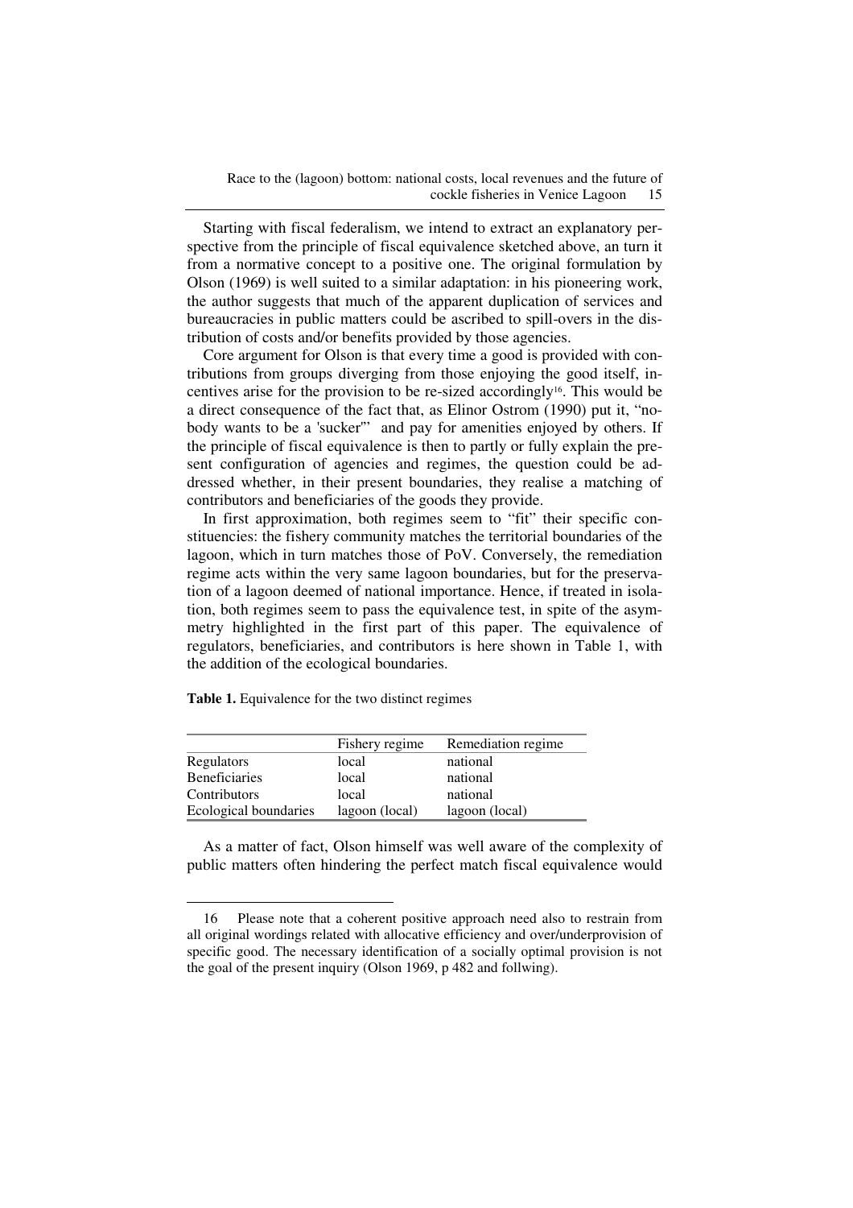Starting with fiscal federalism, we intend to extract an explanatory perspective from the principle of fiscal equivalence sketched above, an turn it from a normative concept to a positive one. The original formulation by Olson (1969) is well suited to a similar adaptation: in his pioneering work, the author suggests that much of the apparent duplication of services and bureaucracies in public matters could be ascribed to spill-overs in the distribution of costs and/or benefits provided by those agencies.

Core argument for Olson is that every time a good is provided with contributions from groups diverging from those enjoying the good itself, incentives arise for the provision to be re-sized accordingly[16]. This would be a direct consequence of the fact that, as Elinor Ostrom (1990) put it, "nobody wants to be a 'sucker'" and pay for amenities enjoyed by others. If the principle of fiscal equivalence is then to partly or fully explain the present configuration of agencies and regimes, the question could be addressed whether, in their present boundaries, they realise a matching of contributors and beneficiaries of the goods they provide.

In first approximation, both regimes seem to "fit" their specific constituencies: the fishery community matches the territorial boundaries of the lagoon, which in turn matches those of PoV. Conversely, the remediation regime acts within the very same lagoon boundaries, but for the preservation of a lagoon deemed of national importance. Hence, if treated in isolation, both regimes seem to pass the equivalence test, in spite of the asymmetry highlighted in the first part of this paper. The equivalence of regulators, beneficiaries, and contributors is here shown in Table 1, with the addition of the ecological boundaries.

**Table 1.** Equivalence for the two distinct regimes

| | Fishery regime | Remediation regime |
|---|---|---|
| Regulators | local | national |
| Beneficiaries | local | national |
| Contributors | local | national |
| Ecological boundaries | lagoon (local) | lagoon (local) |

As a matter of fact, Olson himself was well aware of the complexity of public matters often hindering the perfect match fiscal equivalence would

---

16 Please note that a coherent positive approach need also to restrain from all original wordings related with allocative efficiency and over/underprovision of specific good. The necessary identification of a socially optimal provision is not the goal of the present inquiry (Olson 1969, p 482 and follwing).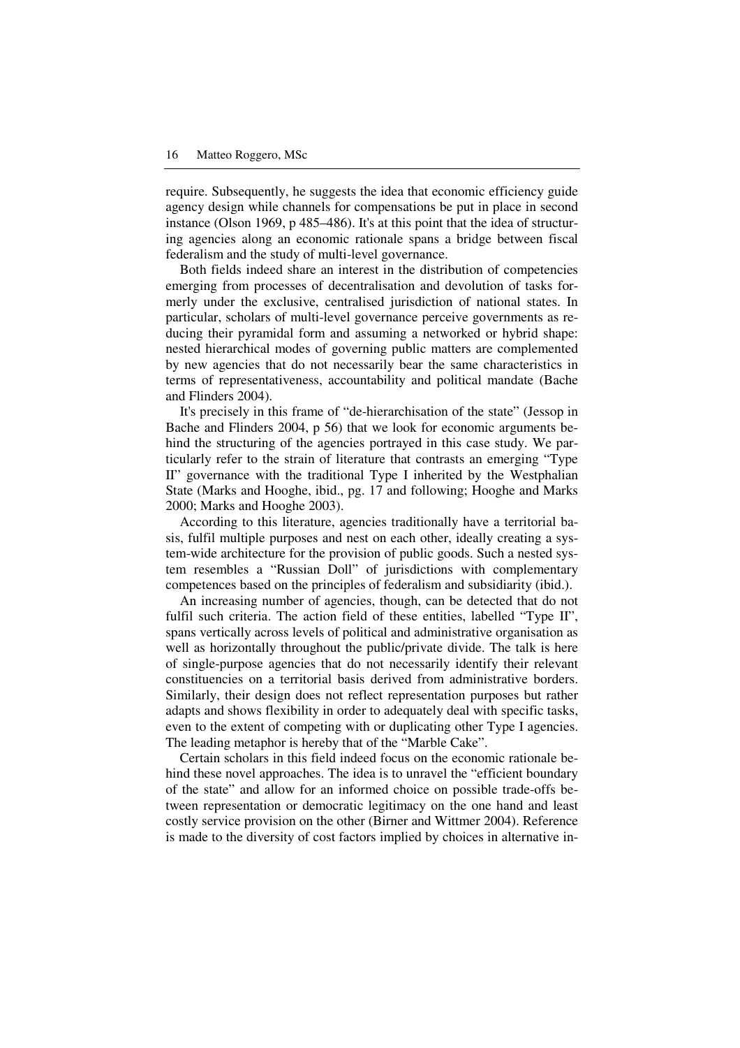require. Subsequently, he suggests the idea that economic efficiency guide agency design while channels for compensations be put in place in second instance (Olson 1969, p 485–486). It's at this point that the idea of structuring agencies along an economic rationale spans a bridge between fiscal federalism and the study of multi-level governance.

Both fields indeed share an interest in the distribution of competencies emerging from processes of decentralisation and devolution of tasks formerly under the exclusive, centralised jurisdiction of national states. In particular, scholars of multi-level governance perceive governments as reducing their pyramidal form and assuming a networked or hybrid shape: nested hierarchical modes of governing public matters are complemented by new agencies that do not necessarily bear the same characteristics in terms of representativeness, accountability and political mandate (Bache and Flinders 2004).

It's precisely in this frame of "de-hierarchisation of the state" (Jessop in Bache and Flinders 2004, p 56) that we look for economic arguments behind the structuring of the agencies portrayed in this case study. We particularly refer to the strain of literature that contrasts an emerging "Type II" governance with the traditional Type I inherited by the Westphalian State (Marks and Hooghe, ibid., pg. 17 and following; Hooghe and Marks 2000; Marks and Hooghe 2003).

According to this literature, agencies traditionally have a territorial basis, fulfil multiple purposes and nest on each other, ideally creating a system-wide architecture for the provision of public goods. Such a nested system resembles a "Russian Doll" of jurisdictions with complementary competences based on the principles of federalism and subsidiarity (ibid.).

An increasing number of agencies, though, can be detected that do not fulfil such criteria. The action field of these entities, labelled "Type II", spans vertically across levels of political and administrative organisation as well as horizontally throughout the public/private divide. The talk is here of single-purpose agencies that do not necessarily identify their relevant constituencies on a territorial basis derived from administrative borders. Similarly, their design does not reflect representation purposes but rather adapts and shows flexibility in order to adequately deal with specific tasks, even to the extent of competing with or duplicating other Type I agencies. The leading metaphor is hereby that of the "Marble Cake".

Certain scholars in this field indeed focus on the economic rationale behind these novel approaches. The idea is to unravel the "efficient boundary of the state" and allow for an informed choice on possible trade-offs between representation or democratic legitimacy on the one hand and least costly service provision on the other (Birner and Wittmer 2004). Reference is made to the diversity of cost factors implied by choices in alternative in-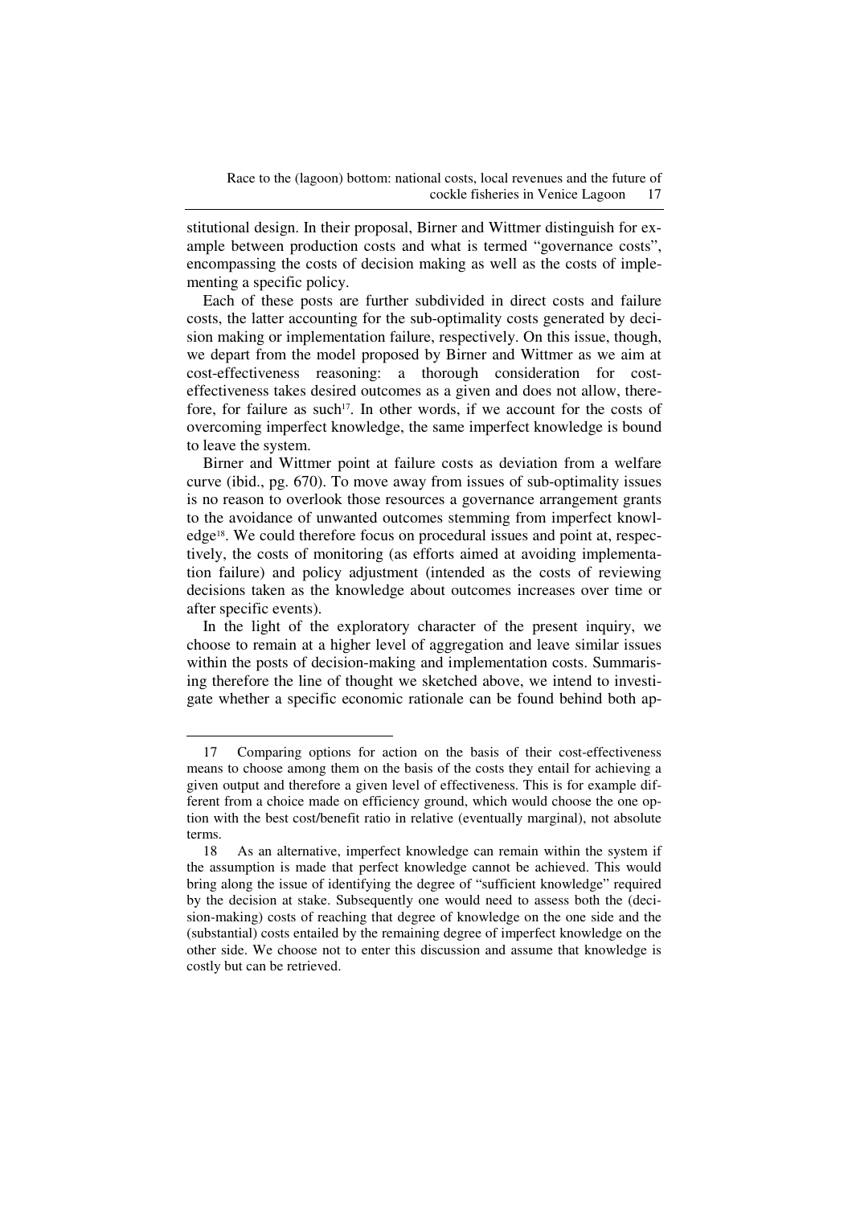stitutional design. In their proposal, Birner and Wittmer distinguish for example between production costs and what is termed "governance costs", encompassing the costs of decision making as well as the costs of implementing a specific policy.

Each of these posts are further subdivided in direct costs and failure costs, the latter accounting for the sub-optimality costs generated by decision making or implementation failure, respectively. On this issue, though, we depart from the model proposed by Birner and Wittmer as we aim at cost-effectiveness reasoning: a thorough consideration for cost-effectiveness takes desired outcomes as a given and does not allow, therefore, for failure as such[17]. In other words, if we account for the costs of overcoming imperfect knowledge, the same imperfect knowledge is bound to leave the system.

Birner and Wittmer point at failure costs as deviation from a welfare curve (ibid., pg. 670). To move away from issues of sub-optimality issues is no reason to overlook those resources a governance arrangement grants to the avoidance of unwanted outcomes stemming from imperfect knowledge[18]. We could therefore focus on procedural issues and point at, respectively, the costs of monitoring (as efforts aimed at avoiding implementation failure) and policy adjustment (intended as the costs of reviewing decisions taken as the knowledge about outcomes increases over time or after specific events).

In the light of the exploratory character of the present inquiry, we choose to remain at a higher level of aggregation and leave similar issues within the posts of decision-making and implementation costs. Summarising therefore the line of thought we sketched above, we intend to investigate whether a specific economic rationale can be found behind both ap-

---

17 Comparing options for action on the basis of their cost-effectiveness means to choose among them on the basis of the costs they entail for achieving a given output and therefore a given level of effectiveness. This is for example different from a choice made on efficiency ground, which would choose the one option with the best cost/benefit ratio in relative (eventually marginal), not absolute terms.

18 As an alternative, imperfect knowledge can remain within the system if the assumption is made that perfect knowledge cannot be achieved. This would bring along the issue of identifying the degree of "sufficient knowledge" required by the decision at stake. Subsequently one would need to assess both the (decision-making) costs of reaching that degree of knowledge on the one side and the (substantial) costs entailed by the remaining degree of imperfect knowledge on the other side. We choose not to enter this discussion and assume that knowledge is costly but can be retrieved.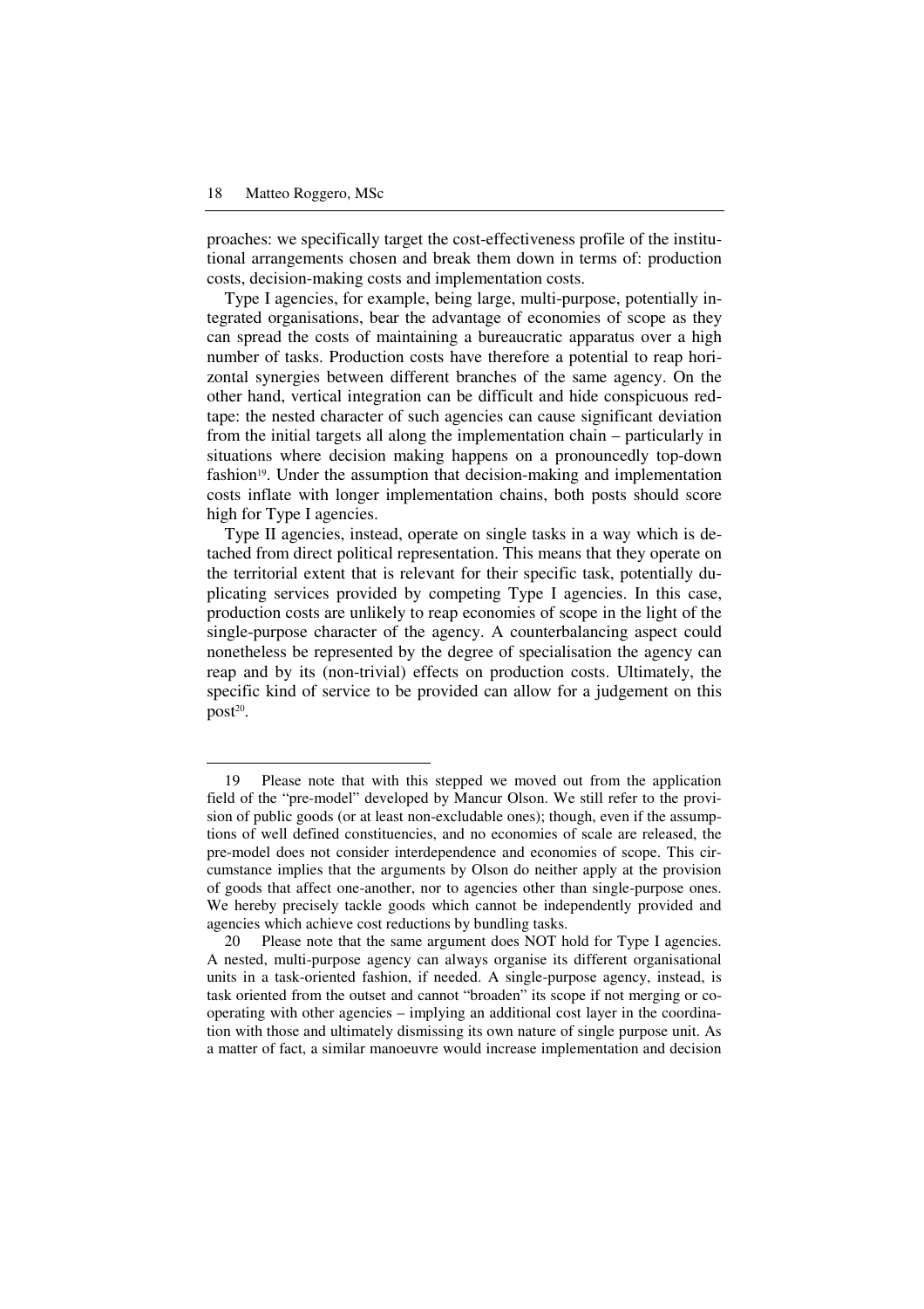proaches: we specifically target the cost-effectiveness profile of the institutional arrangements chosen and break them down in terms of: production costs, decision-making costs and implementation costs.

Type I agencies, for example, being large, multi-purpose, potentially integrated organisations, bear the advantage of economies of scope as they can spread the costs of maintaining a bureaucratic apparatus over a high number of tasks. Production costs have therefore a potential to reap horizontal synergies between different branches of the same agency. On the other hand, vertical integration can be difficult and hide conspicuous red-tape: the nested character of such agencies can cause significant deviation from the initial targets all along the implementation chain – particularly in situations where decision making happens on a pronouncedly top-down fashion[19]. Under the assumption that decision-making and implementation costs inflate with longer implementation chains, both posts should score high for Type I agencies.

Type II agencies, instead, operate on single tasks in a way which is detached from direct political representation. This means that they operate on the territorial extent that is relevant for their specific task, potentially duplicating services provided by competing Type I agencies. In this case, production costs are unlikely to reap economies of scope in the light of the single-purpose character of the agency. A counterbalancing aspect could nonetheless be represented by the degree of specialisation the agency can reap and by its (non-trivial) effects on production costs. Ultimately, the specific kind of service to be provided can allow for a judgement on this post[20].

---

19 Please note that with this stepped we moved out from the application field of the "pre-model" developed by Mancur Olson. We still refer to the provision of public goods (or at least non-excludable ones); though, even if the assumptions of well defined constituencies, and no economies of scale are released, the pre-model does not consider interdependence and economies of scope. This circumstance implies that the arguments by Olson do neither apply at the provision of goods that affect one-another, nor to agencies other than single-purpose ones. We hereby precisely tackle goods which cannot be independently provided and agencies which achieve cost reductions by bundling tasks.

20 Please note that the same argument does NOT hold for Type I agencies. A nested, multi-purpose agency can always organise its different organisational units in a task-oriented fashion, if needed. A single-purpose agency, instead, is task oriented from the outset and cannot "broaden" its scope if not merging or cooperating with other agencies – implying an additional cost layer in the coordination with those and ultimately dismissing its own nature of single purpose unit. As a matter of fact, a similar manoeuvre would increase implementation and decision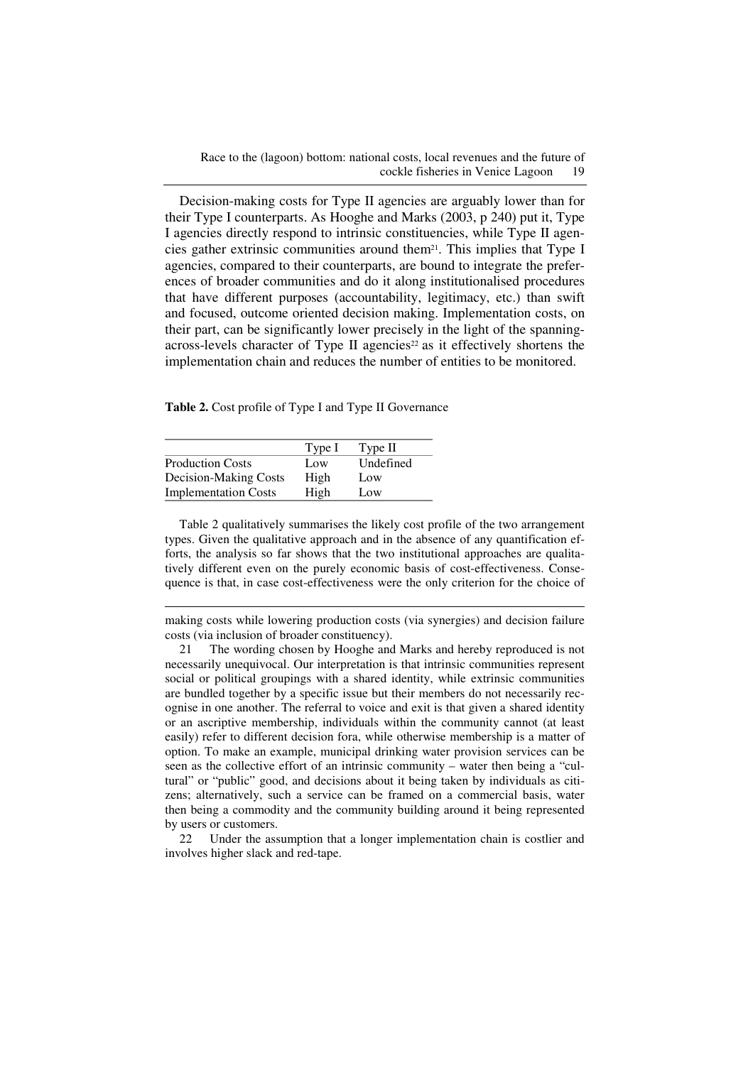Decision-making costs for Type II agencies are arguably lower than for their Type I counterparts. As Hooghe and Marks (2003, p 240) put it, Type I agencies directly respond to intrinsic constituencies, while Type II agencies gather extrinsic communities around them[21]. This implies that Type I agencies, compared to their counterparts, are bound to integrate the preferences of broader communities and do it along institutionalised procedures that have different purposes (accountability, legitimacy, etc.) than swift and focused, outcome oriented decision making. Implementation costs, on their part, can be significantly lower precisely in the light of the spanning-across-levels character of Type II agencies[22] as it effectively shortens the implementation chain and reduces the number of entities to be monitored.

**Table 2.** Cost profile of Type I and Type II Governance

| | Type I | Type II |
|---|---|---|
| Production Costs | Low | Undefined |
| Decision-Making Costs | High | Low |
| Implementation Costs | High | Low |

Table 2 qualitatively summarises the likely cost profile of the two arrangement types. Given the qualitative approach and in the absence of any quantification efforts, the analysis so far shows that the two institutional approaches are qualitatively different even on the purely economic basis of cost-effectiveness. Consequence is that, in case cost-effectiveness were the only criterion for the choice of

---

making costs while lowering production costs (via synergies) and decision failure costs (via inclusion of broader constituency).

21 The wording chosen by Hooghe and Marks and hereby reproduced is not necessarily unequivocal. Our interpretation is that intrinsic communities represent social or political groupings with a shared identity, while extrinsic communities are bundled together by a specific issue but their members do not necessarily recognise in one another. The referral to voice and exit is that given a shared identity or an ascriptive membership, individuals within the community cannot (at least easily) refer to different decision fora, while otherwise membership is a matter of option. To make an example, municipal drinking water provision services can be seen as the collective effort of an intrinsic community – water then being a "cultural" or "public" good, and decisions about it being taken by individuals as citizens; alternatively, such a service can be framed on a commercial basis, water then being a commodity and the community building around it being represented by users or customers.

22 Under the assumption that a longer implementation chain is costlier and involves higher slack and red-tape.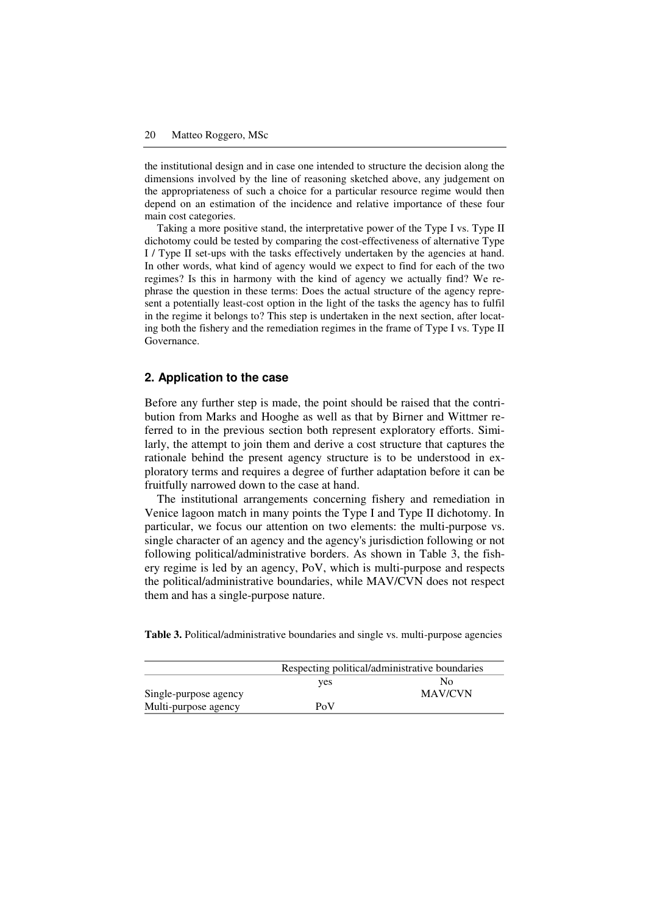the institutional design and in case one intended to structure the decision along the dimensions involved by the line of reasoning sketched above, any judgement on the appropriateness of such a choice for a particular resource regime would then depend on an estimation of the incidence and relative importance of these four main cost categories.

Taking a more positive stand, the interpretative power of the Type I vs. Type II dichotomy could be tested by comparing the cost-effectiveness of alternative Type I / Type II set-ups with the tasks effectively undertaken by the agencies at hand. In other words, what kind of agency would we expect to find for each of the two regimes? Is this in harmony with the kind of agency we actually find? We rephrase the question in these terms: Does the actual structure of the agency represent a potentially least-cost option in the light of the tasks the agency has to fulfil in the regime it belongs to? This step is undertaken in the next section, after locating both the fishery and the remediation regimes in the frame of Type I vs. Type II Governance.

## 2. Application to the case

Before any further step is made, the point should be raised that the contribution from Marks and Hooghe as well as that by Birner and Wittmer referred to in the previous section both represent exploratory efforts. Similarly, the attempt to join them and derive a cost structure that captures the rationale behind the present agency structure is to be understood in exploratory terms and requires a degree of further adaptation before it can be fruitfully narrowed down to the case at hand.

The institutional arrangements concerning fishery and remediation in Venice lagoon match in many points the Type I and Type II dichotomy. In particular, we focus our attention on two elements: the multi-purpose vs. single character of an agency and the agency's jurisdiction following or not following political/administrative borders. As shown in Table 3, the fishery regime is led by an agency, PoV, which is multi-purpose and respects the political/administrative boundaries, while MAV/CVN does not respect them and has a single-purpose nature.

**Table 3.** Political/administrative boundaries and single vs. multi-purpose agencies

| | Respecting political/administrative boundaries | |
|---|---|---|
| | yes | No |
| Single-purpose agency | | MAV/CVN |
| Multi-purpose agency | PoV | |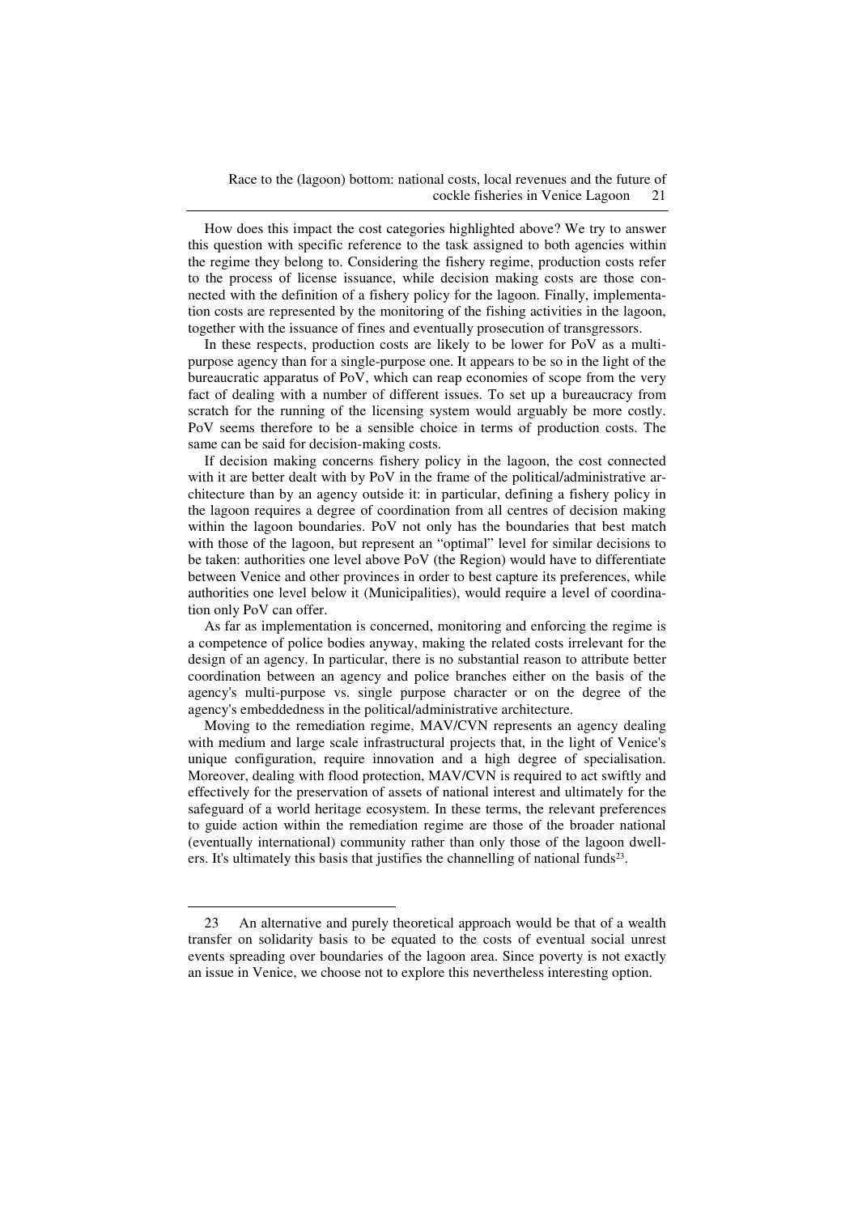How does this impact the cost categories highlighted above? We try to answer this question with specific reference to the task assigned to both agencies within the regime they belong to. Considering the fishery regime, production costs refer to the process of license issuance, while decision making costs are those connected with the definition of a fishery policy for the lagoon. Finally, implementation costs are represented by the monitoring of the fishing activities in the lagoon, together with the issuance of fines and eventually prosecution of transgressors.

In these respects, production costs are likely to be lower for PoV as a multi-purpose agency than for a single-purpose one. It appears to be so in the light of the bureaucratic apparatus of PoV, which can reap economies of scope from the very fact of dealing with a number of different issues. To set up a bureaucracy from scratch for the running of the licensing system would arguably be more costly. PoV seems therefore to be a sensible choice in terms of production costs. The same can be said for decision-making costs.

If decision making concerns fishery policy in the lagoon, the cost connected with it are better dealt with by PoV in the frame of the political/administrative architecture than by an agency outside it: in particular, defining a fishery policy in the lagoon requires a degree of coordination from all centres of decision making within the lagoon boundaries. PoV not only has the boundaries that best match with those of the lagoon, but represent an "optimal" level for similar decisions to be taken: authorities one level above PoV (the Region) would have to differentiate between Venice and other provinces in order to best capture its preferences, while authorities one level below it (Municipalities), would require a level of coordination only PoV can offer.

As far as implementation is concerned, monitoring and enforcing the regime is a competence of police bodies anyway, making the related costs irrelevant for the design of an agency. In particular, there is no substantial reason to attribute better coordination between an agency and police branches either on the basis of the agency's multi-purpose vs. single purpose character or on the degree of the agency's embeddedness in the political/administrative architecture.

Moving to the remediation regime, MAV/CVN represents an agency dealing with medium and large scale infrastructural projects that, in the light of Venice's unique configuration, require innovation and a high degree of specialisation. Moreover, dealing with flood protection, MAV/CVN is required to act swiftly and effectively for the preservation of assets of national interest and ultimately for the safeguard of a world heritage ecosystem. In these terms, the relevant preferences to guide action within the remediation regime are those of the broader national (eventually international) community rather than only those of the lagoon dwellers. It's ultimately this basis that justifies the channelling of national funds[23].

---

23 An alternative and purely theoretical approach would be that of a wealth transfer on solidarity basis to be equated to the costs of eventual social unrest events spreading over boundaries of the lagoon area. Since poverty is not exactly an issue in Venice, we choose not to explore this nevertheless interesting option.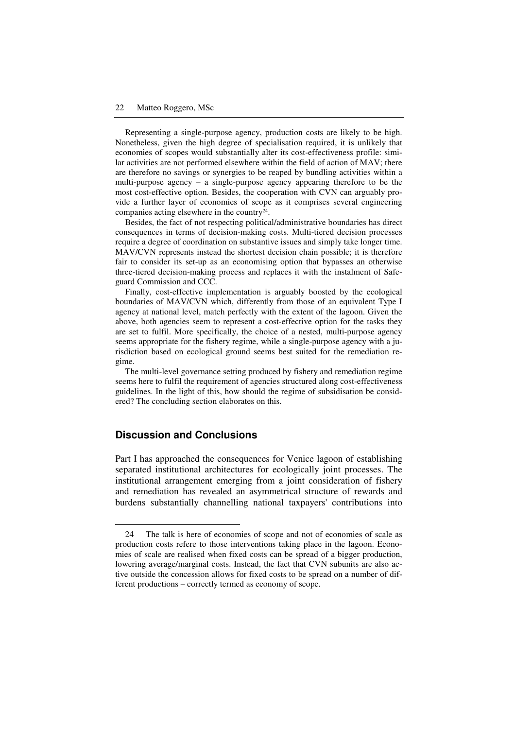Representing a single-purpose agency, production costs are likely to be high. Nonetheless, given the high degree of specialisation required, it is unlikely that economies of scopes would substantially alter its cost-effectiveness profile: similar activities are not performed elsewhere within the field of action of MAV; there are therefore no savings or synergies to be reaped by bundling activities within a multi-purpose agency – a single-purpose agency appearing therefore to be the most cost-effective option. Besides, the cooperation with CVN can arguably provide a further layer of economies of scope as it comprises several engineering companies acting elsewhere in the country[24].

Besides, the fact of not respecting political/administrative boundaries has direct consequences in terms of decision-making costs. Multi-tiered decision processes require a degree of coordination on substantive issues and simply take longer time. MAV/CVN represents instead the shortest decision chain possible; it is therefore fair to consider its set-up as an economising option that bypasses an otherwise three-tiered decision-making process and replaces it with the instalment of Safeguard Commission and CCC.

Finally, cost-effective implementation is arguably boosted by the ecological boundaries of MAV/CVN which, differently from those of an equivalent Type I agency at national level, match perfectly with the extent of the lagoon. Given the above, both agencies seem to represent a cost-effective option for the tasks they are set to fulfil. More specifically, the choice of a nested, multi-purpose agency seems appropriate for the fishery regime, while a single-purpose agency with a jurisdiction based on ecological ground seems best suited for the remediation regime.

The multi-level governance setting produced by fishery and remediation regime seems here to fulfil the requirement of agencies structured along cost-effectiveness guidelines. In the light of this, how should the regime of subsidisation be considered? The concluding section elaborates on this.

## Discussion and Conclusions

Part I has approached the consequences for Venice lagoon of establishing separated institutional architectures for ecologically joint processes. The institutional arrangement emerging from a joint consideration of fishery and remediation has revealed an asymmetrical structure of rewards and burdens substantially channelling national taxpayers' contributions into

---

24 The talk is here of economies of scope and not of economies of scale as production costs refere to those interventions taking place in the lagoon. Economies of scale are realised when fixed costs can be spread of a bigger production, lowering average/marginal costs. Instead, the fact that CVN subunits are also active outside the concession allows for fixed costs to be spread on a number of different productions – correctly termed as economy of scope.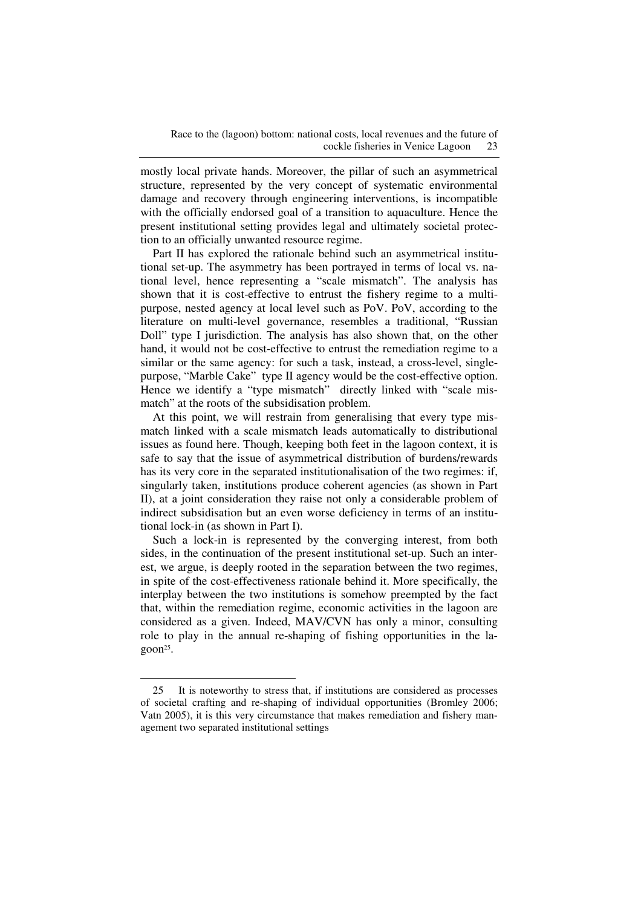mostly local private hands. Moreover, the pillar of such an asymmetrical structure, represented by the very concept of systematic environmental damage and recovery through engineering interventions, is incompatible with the officially endorsed goal of a transition to aquaculture. Hence the present institutional setting provides legal and ultimately societal protection to an officially unwanted resource regime.

Part II has explored the rationale behind such an asymmetrical institutional set-up. The asymmetry has been portrayed in terms of local vs. national level, hence representing a "scale mismatch". The analysis has shown that it is cost-effective to entrust the fishery regime to a multi-purpose, nested agency at local level such as PoV. PoV, according to the literature on multi-level governance, resembles a traditional, "Russian Doll" type I jurisdiction. The analysis has also shown that, on the other hand, it would not be cost-effective to entrust the remediation regime to a similar or the same agency: for such a task, instead, a cross-level, single-purpose, "Marble Cake" type II agency would be the cost-effective option. Hence we identify a "type mismatch" directly linked with "scale mismatch" at the roots of the subsidisation problem.

At this point, we will restrain from generalising that every type mismatch linked with a scale mismatch leads automatically to distributional issues as found here. Though, keeping both feet in the lagoon context, it is safe to say that the issue of asymmetrical distribution of burdens/rewards has its very core in the separated institutionalisation of the two regimes: if, singularly taken, institutions produce coherent agencies (as shown in Part II), at a joint consideration they raise not only a considerable problem of indirect subsidisation but an even worse deficiency in terms of an institutional lock-in (as shown in Part I).

Such a lock-in is represented by the converging interest, from both sides, in the continuation of the present institutional set-up. Such an interest, we argue, is deeply rooted in the separation between the two regimes, in spite of the cost-effectiveness rationale behind it. More specifically, the interplay between the two institutions is somehow preempted by the fact that, within the remediation regime, economic activities in the lagoon are considered as a given. Indeed, MAV/CVN has only a minor, consulting role to play in the annual re-shaping of fishing opportunities in the lagoon[25].

---

25 It is noteworthy to stress that, if institutions are considered as processes of societal crafting and re-shaping of individual opportunities (Bromley 2006; Vatn 2005), it is this very circumstance that makes remediation and fishery management two separated institutional settings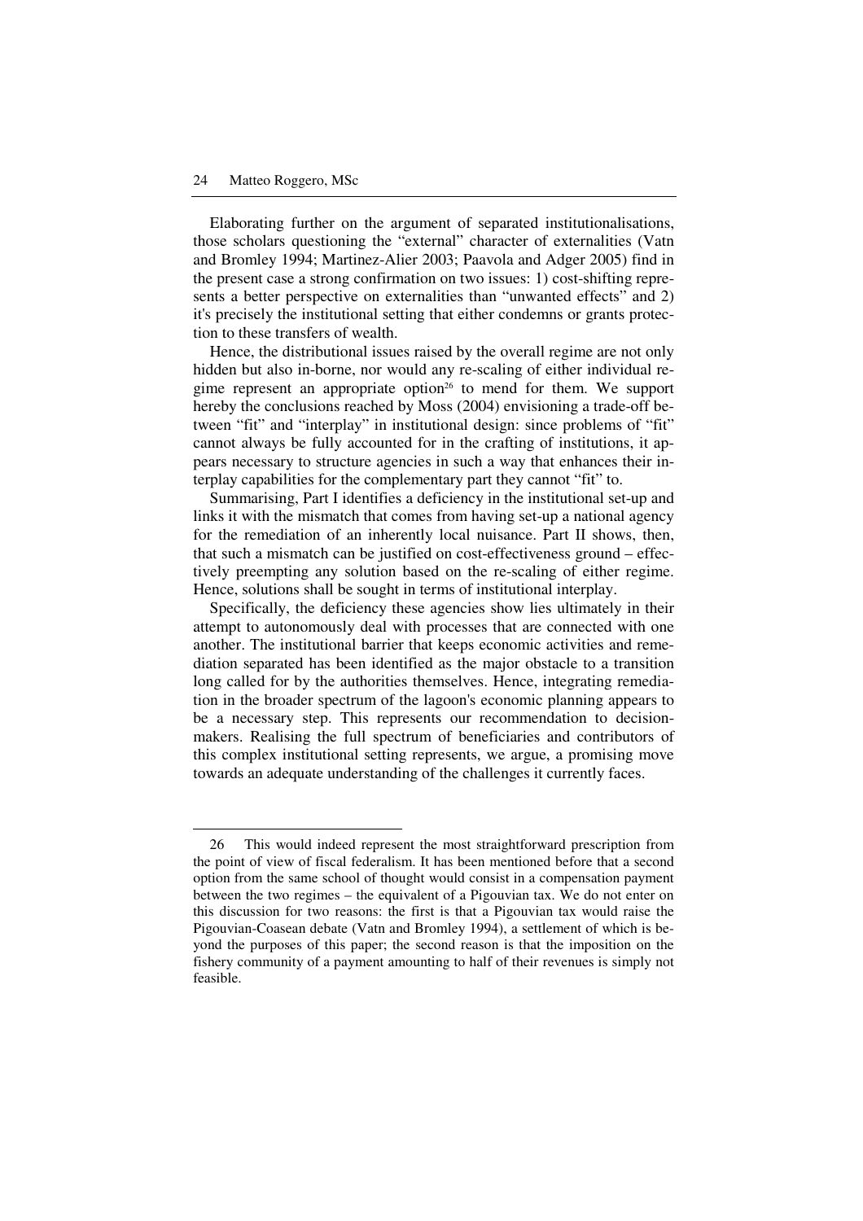Elaborating further on the argument of separated institutionalisations, those scholars questioning the "external" character of externalities (Vatn and Bromley 1994; Martinez-Alier 2003; Paavola and Adger 2005) find in the present case a strong confirmation on two issues: 1) cost-shifting represents a better perspective on externalities than "unwanted effects" and 2) it's precisely the institutional setting that either condemns or grants protection to these transfers of wealth.

Hence, the distributional issues raised by the overall regime are not only hidden but also in-borne, nor would any re-scaling of either individual regime represent an appropriate option[26] to mend for them. We support hereby the conclusions reached by Moss (2004) envisioning a trade-off between "fit" and "interplay" in institutional design: since problems of "fit" cannot always be fully accounted for in the crafting of institutions, it appears necessary to structure agencies in such a way that enhances their interplay capabilities for the complementary part they cannot "fit" to.

Summarising, Part I identifies a deficiency in the institutional set-up and links it with the mismatch that comes from having set-up a national agency for the remediation of an inherently local nuisance. Part II shows, then, that such a mismatch can be justified on cost-effectiveness ground – effectively preempting any solution based on the re-scaling of either regime. Hence, solutions shall be sought in terms of institutional interplay.

Specifically, the deficiency these agencies show lies ultimately in their attempt to autonomously deal with processes that are connected with one another. The institutional barrier that keeps economic activities and remediation separated has been identified as the major obstacle to a transition long called for by the authorities themselves. Hence, integrating remediation in the broader spectrum of the lagoon's economic planning appears to be a necessary step. This represents our recommendation to decision-makers. Realising the full spectrum of beneficiaries and contributors of this complex institutional setting represents, we argue, a promising move towards an adequate understanding of the challenges it currently faces.

---

26 This would indeed represent the most straightforward prescription from the point of view of fiscal federalism. It has been mentioned before that a second option from the same school of thought would consist in a compensation payment between the two regimes – the equivalent of a Pigouvian tax. We do not enter on this discussion for two reasons: the first is that a Pigouvian tax would raise the Pigouvian-Coasean debate (Vatn and Bromley 1994), a settlement of which is beyond the purposes of this paper; the second reason is that the imposition on the fishery community of a payment amounting to half of their revenues is simply not feasible.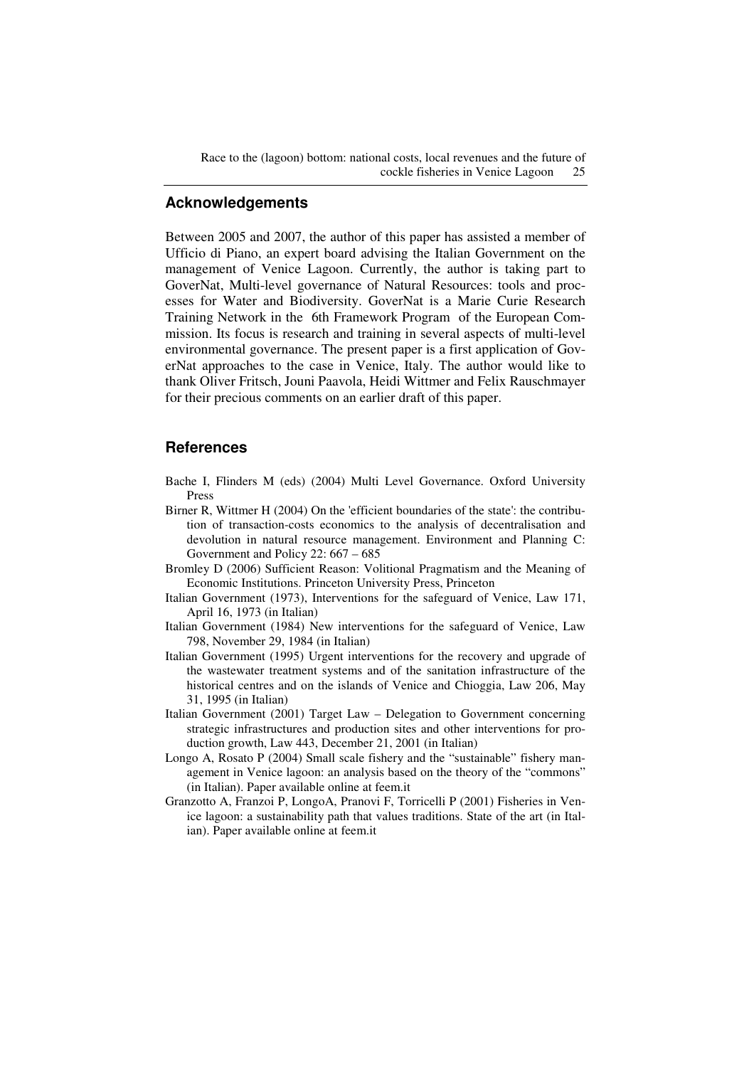## Acknowledgements

Between 2005 and 2007, the author of this paper has assisted a member of Ufficio di Piano, an expert board advising the Italian Government on the management of Venice Lagoon. Currently, the author is taking part to GoverNat, Multi-level governance of Natural Resources: tools and processes for Water and Biodiversity. GoverNat is a Marie Curie Research Training Network in the 6th Framework Program of the European Commission. Its focus is research and training in several aspects of multi-level environmental governance. The present paper is a first application of GoverNat approaches to the case in Venice, Italy. The author would like to thank Oliver Fritsch, Jouni Paavola, Heidi Wittmer and Felix Rauschmayer for their precious comments on an earlier draft of this paper.

## References

Bache I, Flinders M (eds) (2004) Multi Level Governance. Oxford University Press

Birner R, Wittmer H (2004) On the 'efficient boundaries of the state': the contribution of transaction-costs economics to the analysis of decentralisation and devolution in natural resource management. Environment and Planning C: Government and Policy 22: 667 – 685

Bromley D (2006) Sufficient Reason: Volitional Pragmatism and the Meaning of Economic Institutions. Princeton University Press, Princeton

Italian Government (1973), Interventions for the safeguard of Venice, Law 171, April 16, 1973 (in Italian)

Italian Government (1984) New interventions for the safeguard of Venice, Law 798, November 29, 1984 (in Italian)

Italian Government (1995) Urgent interventions for the recovery and upgrade of the wastewater treatment systems and of the sanitation infrastructure of the historical centres and on the islands of Venice and Chioggia, Law 206, May 31, 1995 (in Italian)

Italian Government (2001) Target Law – Delegation to Government concerning strategic infrastructures and production sites and other interventions for production growth, Law 443, December 21, 2001 (in Italian)

Longo A, Rosato P (2004) Small scale fishery and the "sustainable" fishery management in Venice lagoon: an analysis based on the theory of the "commons" (in Italian). Paper available online at feem.it

Granzotto A, Franzoi P, LongoA, Pranovi F, Torricelli P (2001) Fisheries in Venice lagoon: a sustainability path that values traditions. State of the art (in Italian). Paper available online at feem.it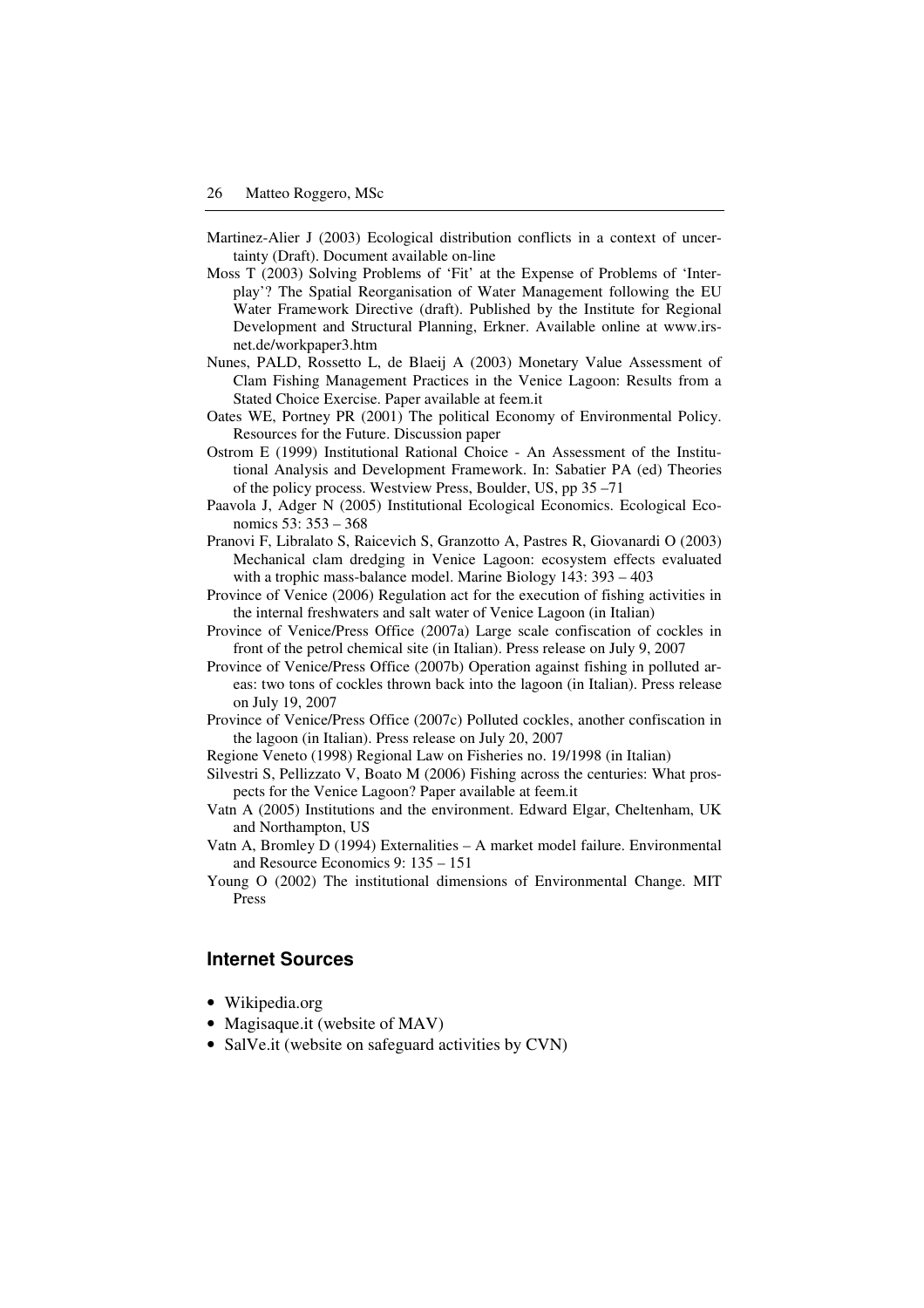Martinez-Alier J (2003) Ecological distribution conflicts in a context of uncertainty (Draft). Document available on-line

Moss T (2003) Solving Problems of 'Fit' at the Expense of Problems of 'Interplay'? The Spatial Reorganisation of Water Management following the EU Water Framework Directive (draft). Published by the Institute for Regional Development and Structural Planning, Erkner. Available online at www.irs-net.de/workpaper3.htm

Nunes, PALD, Rossetto L, de Blaeij A (2003) Monetary Value Assessment of Clam Fishing Management Practices in the Venice Lagoon: Results from a Stated Choice Exercise. Paper available at feem.it

Oates WE, Portney PR (2001) The political Economy of Environmental Policy. Resources for the Future. Discussion paper

Ostrom E (1999) Institutional Rational Choice - An Assessment of the Institutional Analysis and Development Framework. In: Sabatier PA (ed) Theories of the policy process. Westview Press, Boulder, US, pp 35 –71

Paavola J, Adger N (2005) Institutional Ecological Economics. Ecological Economics 53: 353 – 368

Pranovi F, Libralato S, Raicevich S, Granzotto A, Pastres R, Giovanardi O (2003) Mechanical clam dredging in Venice Lagoon: ecosystem effects evaluated with a trophic mass-balance model. Marine Biology 143: 393 – 403

Province of Venice (2006) Regulation act for the execution of fishing activities in the internal freshwaters and salt water of Venice Lagoon (in Italian)

Province of Venice/Press Office (2007a) Large scale confiscation of cockles in front of the petrol chemical site (in Italian). Press release on July 9, 2007

Province of Venice/Press Office (2007b) Operation against fishing in polluted areas: two tons of cockles thrown back into the lagoon (in Italian). Press release on July 19, 2007

Province of Venice/Press Office (2007c) Polluted cockles, another confiscation in the lagoon (in Italian). Press release on July 20, 2007

Regione Veneto (1998) Regional Law on Fisheries no. 19/1998 (in Italian)

Silvestri S, Pellizzato V, Boato M (2006) Fishing across the centuries: What prospects for the Venice Lagoon? Paper available at feem.it

Vatn A (2005) Institutions and the environment. Edward Elgar, Cheltenham, UK and Northampton, US

Vatn A, Bromley D (1994) Externalities – A market model failure. Environmental and Resource Economics 9: 135 – 151

Young O (2002) The institutional dimensions of Environmental Change. MIT Press

## Internet Sources

- Wikipedia.org
- Magisaque.it (website of MAV)
- SalVe.it (website on safeguard activities by CVN)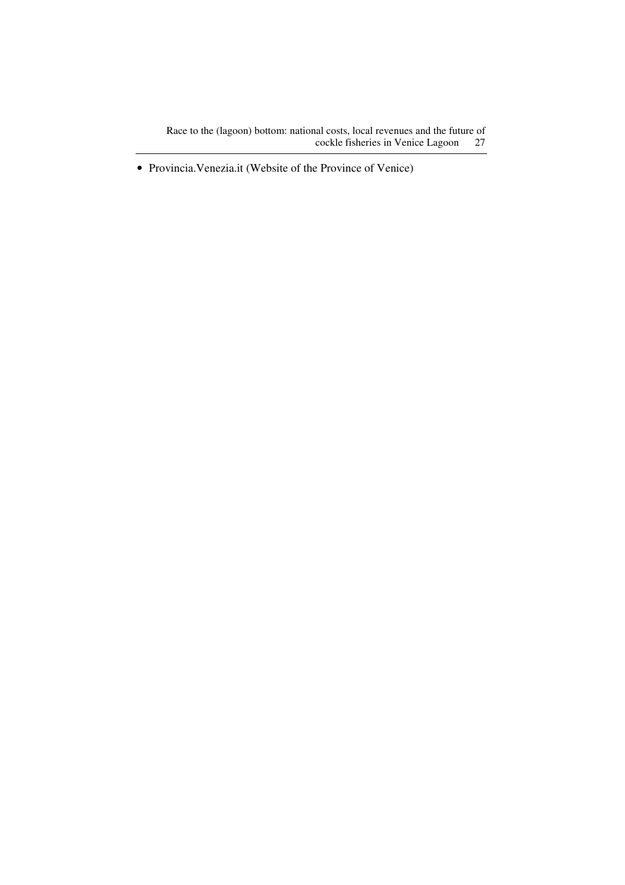- Provincia.Venezia.it (Website of the Province of Venice)